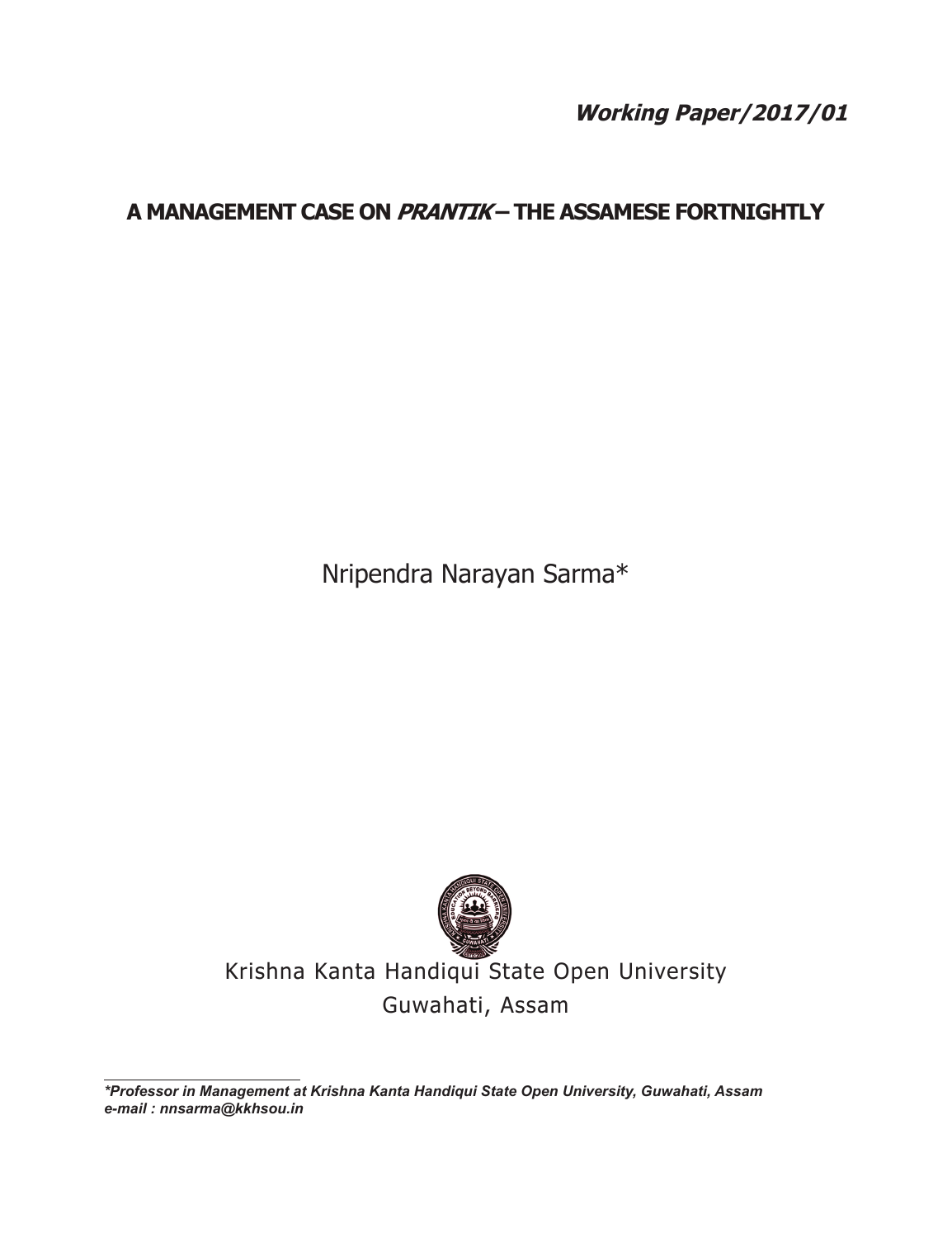***Working Paper/2017/01***

# A MANAGEMENT CASE ON *PRANTIK* – THE ASSAMESE FORTNIGHTLY

Nripendra Narayan Sarma*

Krishna Kanta Handiqui State Open University
Guwahati, Assam

***Professor in Management at Krishna Kanta Handiqui State Open University, Guwahati, Assam***
***e-mail : nnsarma@kkhsou.in***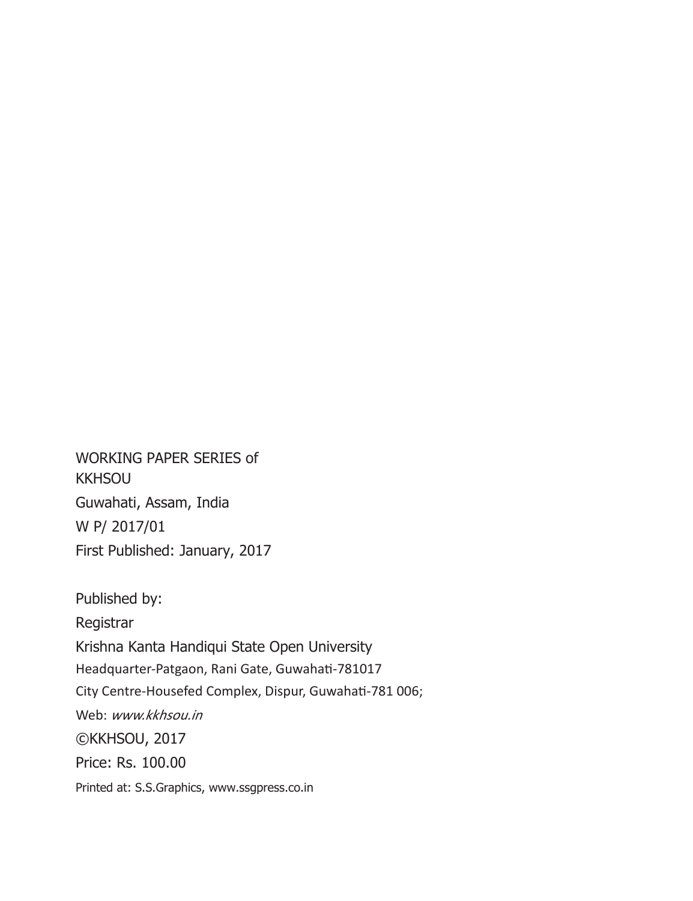WORKING PAPER SERIES of
KKHSOU

Guwahati, Assam, India

W P/ 2017/01

First Published: January, 2017

Published by:

Registrar

Krishna Kanta Handiqui State Open University

Headquarter-Patgaon, Rani Gate, Guwahati-781017

City Centre-Housefed Complex, Dispur, Guwahati-781 006;

Web: *www.kkhsou.in*

©KKHSOU, 2017

Price: Rs. 100.00

Printed at: S.S.Graphics, www.ssgpress.co.in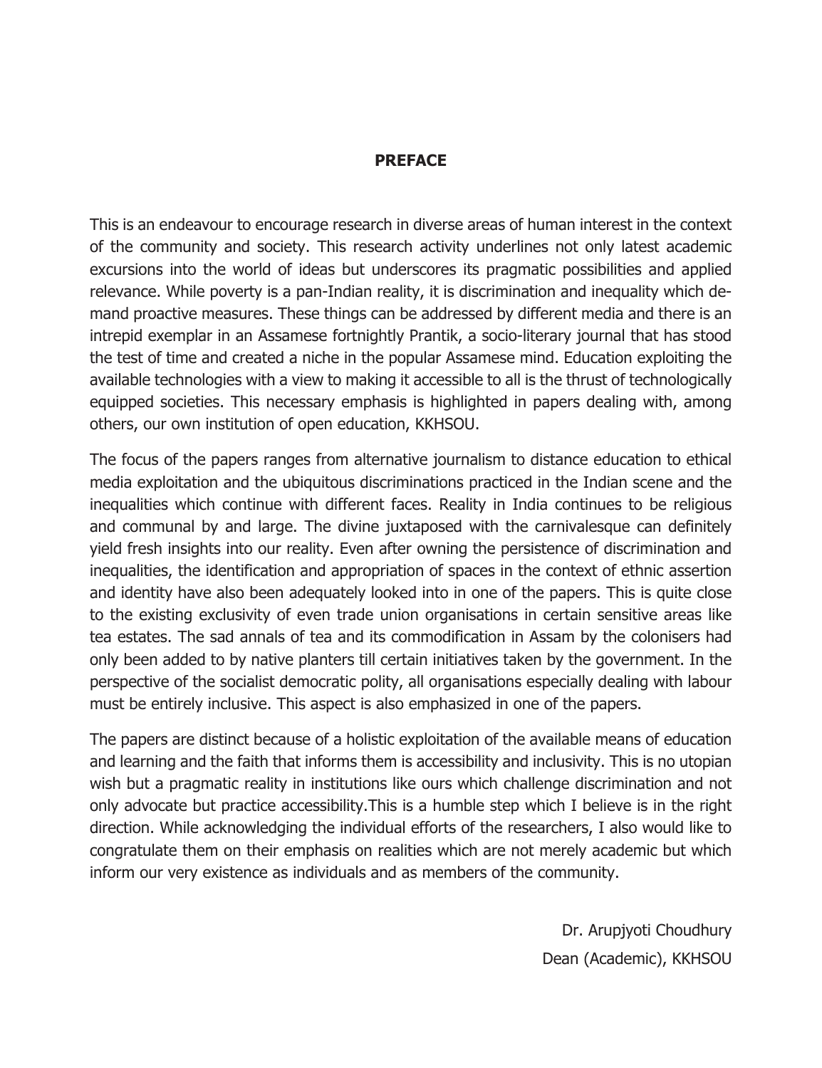## PREFACE

This is an endeavour to encourage research in diverse areas of human interest in the context of the community and society. This research activity underlines not only latest academic excursions into the world of ideas but underscores its pragmatic possibilities and applied relevance. While poverty is a pan-Indian reality, it is discrimination and inequality which demand proactive measures. These things can be addressed by different media and there is an intrepid exemplar in an Assamese fortnightly Prantik, a socio-literary journal that has stood the test of time and created a niche in the popular Assamese mind. Education exploiting the available technologies with a view to making it accessible to all is the thrust of technologically equipped societies. This necessary emphasis is highlighted in papers dealing with, among others, our own institution of open education, KKHSOU.

The focus of the papers ranges from alternative journalism to distance education to ethical media exploitation and the ubiquitous discriminations practiced in the Indian scene and the inequalities which continue with different faces. Reality in India continues to be religious and communal by and large. The divine juxtaposed with the carnivalesque can definitely yield fresh insights into our reality. Even after owning the persistence of discrimination and inequalities, the identification and appropriation of spaces in the context of ethnic assertion and identity have also been adequately looked into in one of the papers. This is quite close to the existing exclusivity of even trade union organisations in certain sensitive areas like tea estates. The sad annals of tea and its commodification in Assam by the colonisers had only been added to by native planters till certain initiatives taken by the government. In the perspective of the socialist democratic polity, all organisations especially dealing with labour must be entirely inclusive. This aspect is also emphasized in one of the papers.

The papers are distinct because of a holistic exploitation of the available means of education and learning and the faith that informs them is accessibility and inclusivity. This is no utopian wish but a pragmatic reality in institutions like ours which challenge discrimination and not only advocate but practice accessibility.This is a humble step which I believe is in the right direction. While acknowledging the individual efforts of the researchers, I also would like to congratulate them on their emphasis on realities which are not merely academic but which inform our very existence as individuals and as members of the community.

Dr. Arupjyoti Choudhury
Dean (Academic), KKHSOU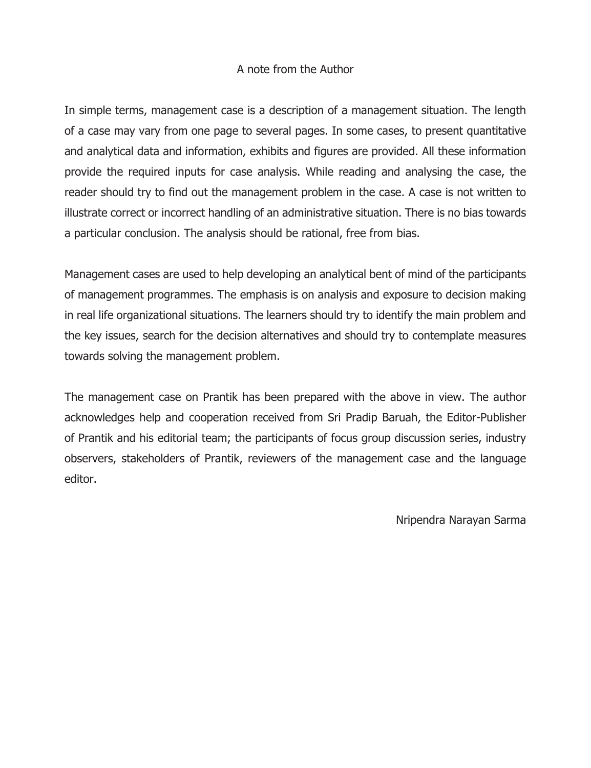# A note from the Author

In simple terms, management case is a description of a management situation. The length of a case may vary from one page to several pages. In some cases, to present quantitative and analytical data and information, exhibits and figures are provided. All these information provide the required inputs for case analysis. While reading and analysing the case, the reader should try to find out the management problem in the case. A case is not written to illustrate correct or incorrect handling of an administrative situation. There is no bias towards a particular conclusion. The analysis should be rational, free from bias.

Management cases are used to help developing an analytical bent of mind of the participants of management programmes. The emphasis is on analysis and exposure to decision making in real life organizational situations. The learners should try to identify the main problem and the key issues, search for the decision alternatives and should try to contemplate measures towards solving the management problem.

The management case on Prantik has been prepared with the above in view. The author acknowledges help and cooperation received from Sri Pradip Baruah, the Editor-Publisher of Prantik and his editorial team; the participants of focus group discussion series, industry observers, stakeholders of Prantik, reviewers of the management case and the language editor.

Nripendra Narayan Sarma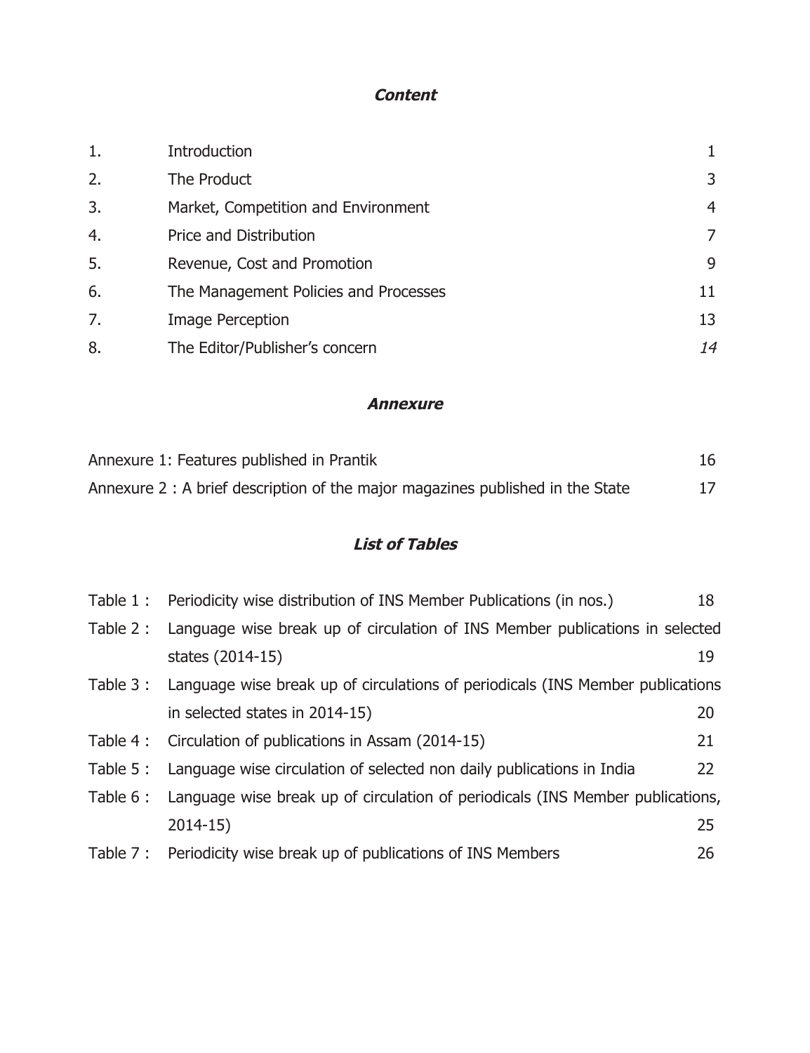## *Content*

| | | |
|---|---|---|
| 1. | Introduction | 1 |
| 2. | The Product | 3 |
| 3. | Market, Competition and Environment | 4 |
| 4. | Price and Distribution | 7 |
| 5. | Revenue, Cost and Promotion | 9 |
| 6. | The Management Policies and Processes | 11 |
| 7. | Image Perception | 13 |
| 8. | The Editor/Publisher's concern | *14* |

## *Annexure*

| | |
|---|---|
| Annexure 1: Features published in Prantik | 16 |
| Annexure 2 : A brief description of the major magazines published in the State | 17 |

## *List of Tables*

| | | |
|---|---|---|
| Table 1 : | Periodicity wise distribution of INS Member Publications (in nos.) | 18 |
| Table 2 : | Language wise break up of circulation of INS Member publications in selected states (2014-15) | 19 |
| Table 3 : | Language wise break up of circulations of periodicals (INS Member publications in selected states in 2014-15) | 20 |
| Table 4 : | Circulation of publications in Assam (2014-15) | 21 |
| Table 5 : | Language wise circulation of selected non daily publications in India | 22 |
| Table 6 : | Language wise break up of circulation of periodicals (INS Member publications, 2014-15) | 25 |
| Table 7 : | Periodicity wise break up of publications of INS Members | 26 |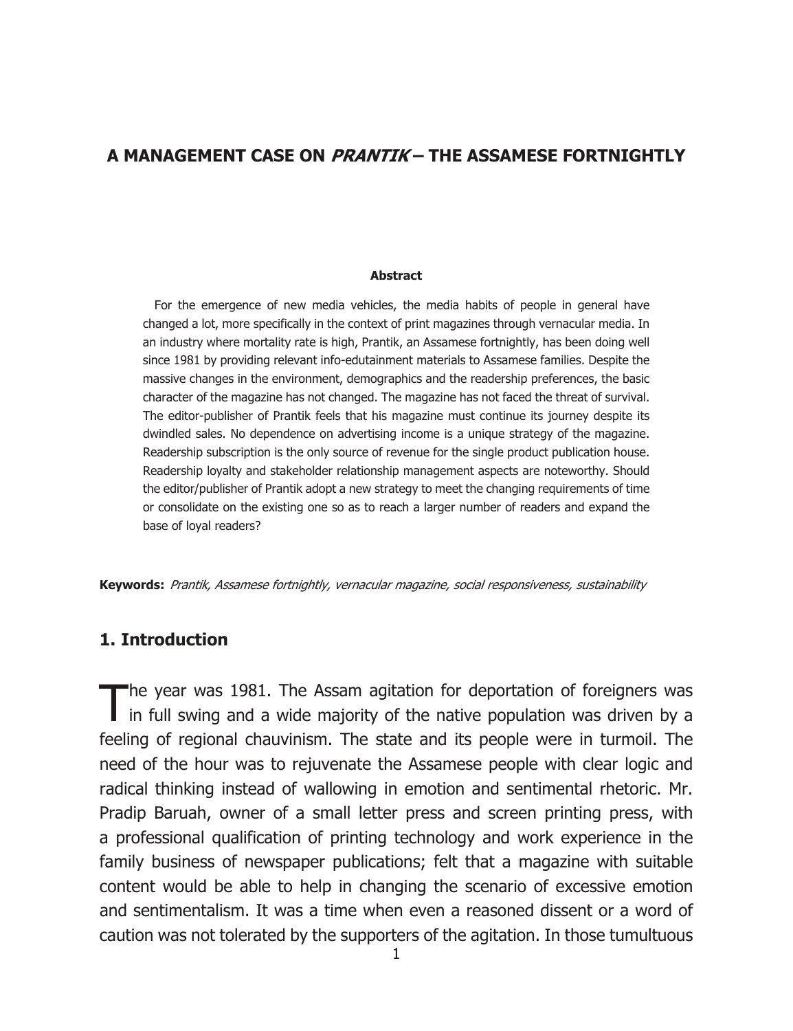# A MANAGEMENT CASE ON *PRANTIK* – THE ASSAMESE FORTNIGHTLY

**Abstract**

For the emergence of new media vehicles, the media habits of people in general have changed a lot, more specifically in the context of print magazines through vernacular media. In an industry where mortality rate is high, Prantik, an Assamese fortnightly, has been doing well since 1981 by providing relevant info-edutainment materials to Assamese families. Despite the massive changes in the environment, demographics and the readership preferences, the basic character of the magazine has not changed. The magazine has not faced the threat of survival. The editor-publisher of Prantik feels that his magazine must continue its journey despite its dwindled sales. No dependence on advertising income is a unique strategy of the magazine. Readership subscription is the only source of revenue for the single product publication house. Readership loyalty and stakeholder relationship management aspects are noteworthy. Should the editor/publisher of Prantik adopt a new strategy to meet the changing requirements of time or consolidate on the existing one so as to reach a larger number of readers and expand the base of loyal readers?

**Keywords:** *Prantik, Assamese fortnightly, vernacular magazine, social responsiveness, sustainability*

## 1. Introduction

The year was 1981. The Assam agitation for deportation of foreigners was in full swing and a wide majority of the native population was driven by a feeling of regional chauvinism. The state and its people were in turmoil. The need of the hour was to rejuvenate the Assamese people with clear logic and radical thinking instead of wallowing in emotion and sentimental rhetoric. Mr. Pradip Baruah, owner of a small letter press and screen printing press, with a professional qualification of printing technology and work experience in the family business of newspaper publications; felt that a magazine with suitable content would be able to help in changing the scenario of excessive emotion and sentimentalism. It was a time when even a reasoned dissent or a word of caution was not tolerated by the supporters of the agitation. In those tumultuous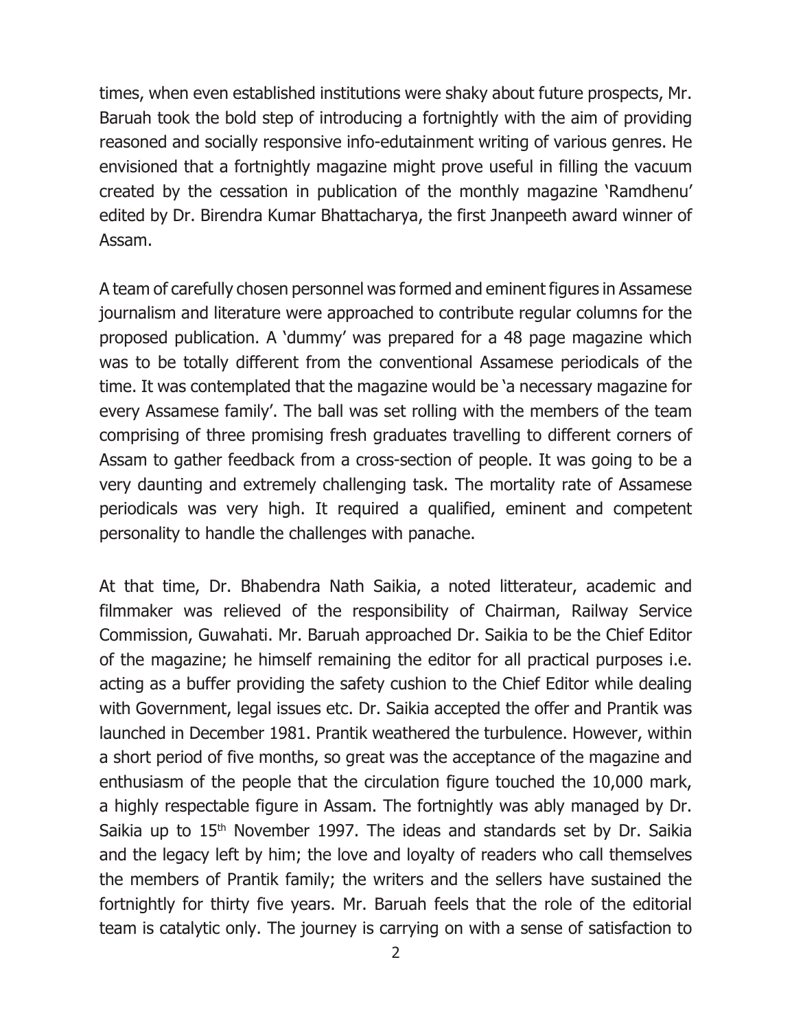times, when even established institutions were shaky about future prospects, Mr. Baruah took the bold step of introducing a fortnightly with the aim of providing reasoned and socially responsive info-edutainment writing of various genres. He envisioned that a fortnightly magazine might prove useful in filling the vacuum created by the cessation in publication of the monthly magazine 'Ramdhenu' edited by Dr. Birendra Kumar Bhattacharya, the first Jnanpeeth award winner of Assam.

A team of carefully chosen personnel was formed and eminent figures in Assamese journalism and literature were approached to contribute regular columns for the proposed publication. A 'dummy' was prepared for a 48 page magazine which was to be totally different from the conventional Assamese periodicals of the time. It was contemplated that the magazine would be 'a necessary magazine for every Assamese family'. The ball was set rolling with the members of the team comprising of three promising fresh graduates travelling to different corners of Assam to gather feedback from a cross-section of people. It was going to be a very daunting and extremely challenging task. The mortality rate of Assamese periodicals was very high. It required a qualified, eminent and competent personality to handle the challenges with panache.

At that time, Dr. Bhabendra Nath Saikia, a noted litterateur, academic and filmmaker was relieved of the responsibility of Chairman, Railway Service Commission, Guwahati. Mr. Baruah approached Dr. Saikia to be the Chief Editor of the magazine; he himself remaining the editor for all practical purposes i.e. acting as a buffer providing the safety cushion to the Chief Editor while dealing with Government, legal issues etc. Dr. Saikia accepted the offer and Prantik was launched in December 1981. Prantik weathered the turbulence. However, within a short period of five months, so great was the acceptance of the magazine and enthusiasm of the people that the circulation figure touched the 10,000 mark, a highly respectable figure in Assam. The fortnightly was ably managed by Dr. Saikia up to 15th November 1997. The ideas and standards set by Dr. Saikia and the legacy left by him; the love and loyalty of readers who call themselves the members of Prantik family; the writers and the sellers have sustained the fortnightly for thirty five years. Mr. Baruah feels that the role of the editorial team is catalytic only. The journey is carrying on with a sense of satisfaction to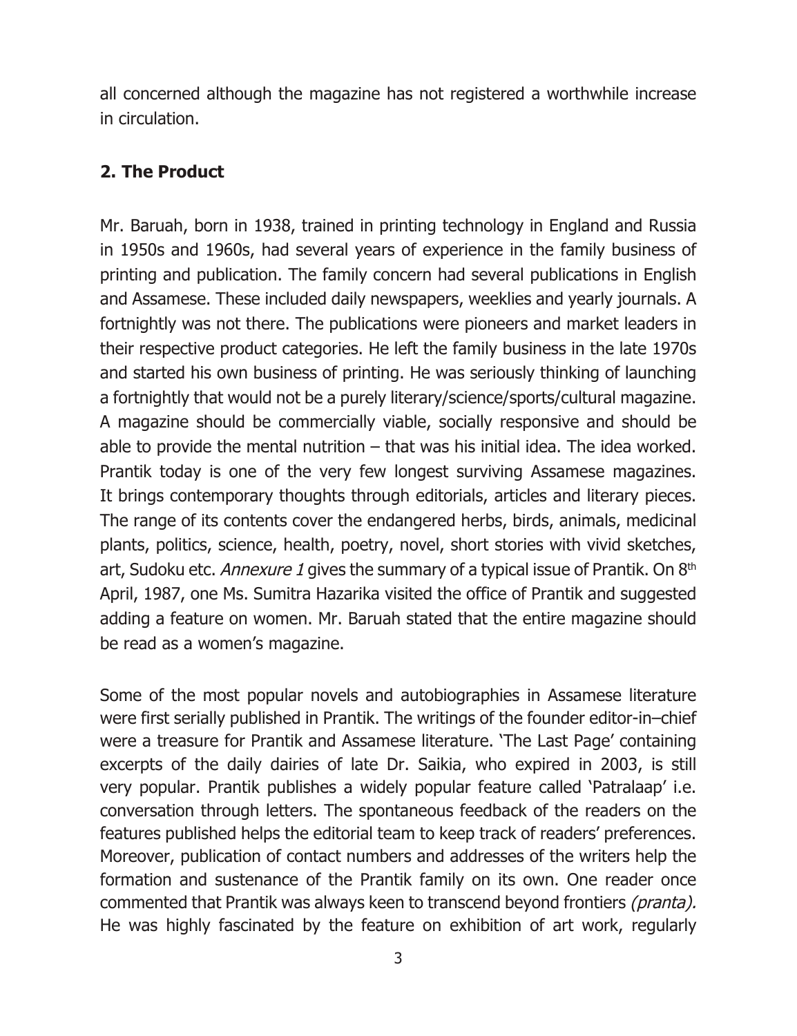all concerned although the magazine has not registered a worthwhile increase in circulation.

## 2. The Product

Mr. Baruah, born in 1938, trained in printing technology in England and Russia in 1950s and 1960s, had several years of experience in the family business of printing and publication. The family concern had several publications in English and Assamese. These included daily newspapers, weeklies and yearly journals. A fortnightly was not there. The publications were pioneers and market leaders in their respective product categories. He left the family business in the late 1970s and started his own business of printing. He was seriously thinking of launching a fortnightly that would not be a purely literary/science/sports/cultural magazine. A magazine should be commercially viable, socially responsive and should be able to provide the mental nutrition – that was his initial idea. The idea worked. Prantik today is one of the very few longest surviving Assamese magazines. It brings contemporary thoughts through editorials, articles and literary pieces. The range of its contents cover the endangered herbs, birds, animals, medicinal plants, politics, science, health, poetry, novel, short stories with vivid sketches, art, Sudoku etc. *Annexure 1* gives the summary of a typical issue of Prantik. On 8th April, 1987, one Ms. Sumitra Hazarika visited the office of Prantik and suggested adding a feature on women. Mr. Baruah stated that the entire magazine should be read as a women's magazine.

Some of the most popular novels and autobiographies in Assamese literature were first serially published in Prantik. The writings of the founder editor-in–chief were a treasure for Prantik and Assamese literature. 'The Last Page' containing excerpts of the daily dairies of late Dr. Saikia, who expired in 2003, is still very popular. Prantik publishes a widely popular feature called 'Patralaap' i.e. conversation through letters. The spontaneous feedback of the readers on the features published helps the editorial team to keep track of readers' preferences. Moreover, publication of contact numbers and addresses of the writers help the formation and sustenance of the Prantik family on its own. One reader once commented that Prantik was always keen to transcend beyond frontiers *(pranta).* He was highly fascinated by the feature on exhibition of art work, regularly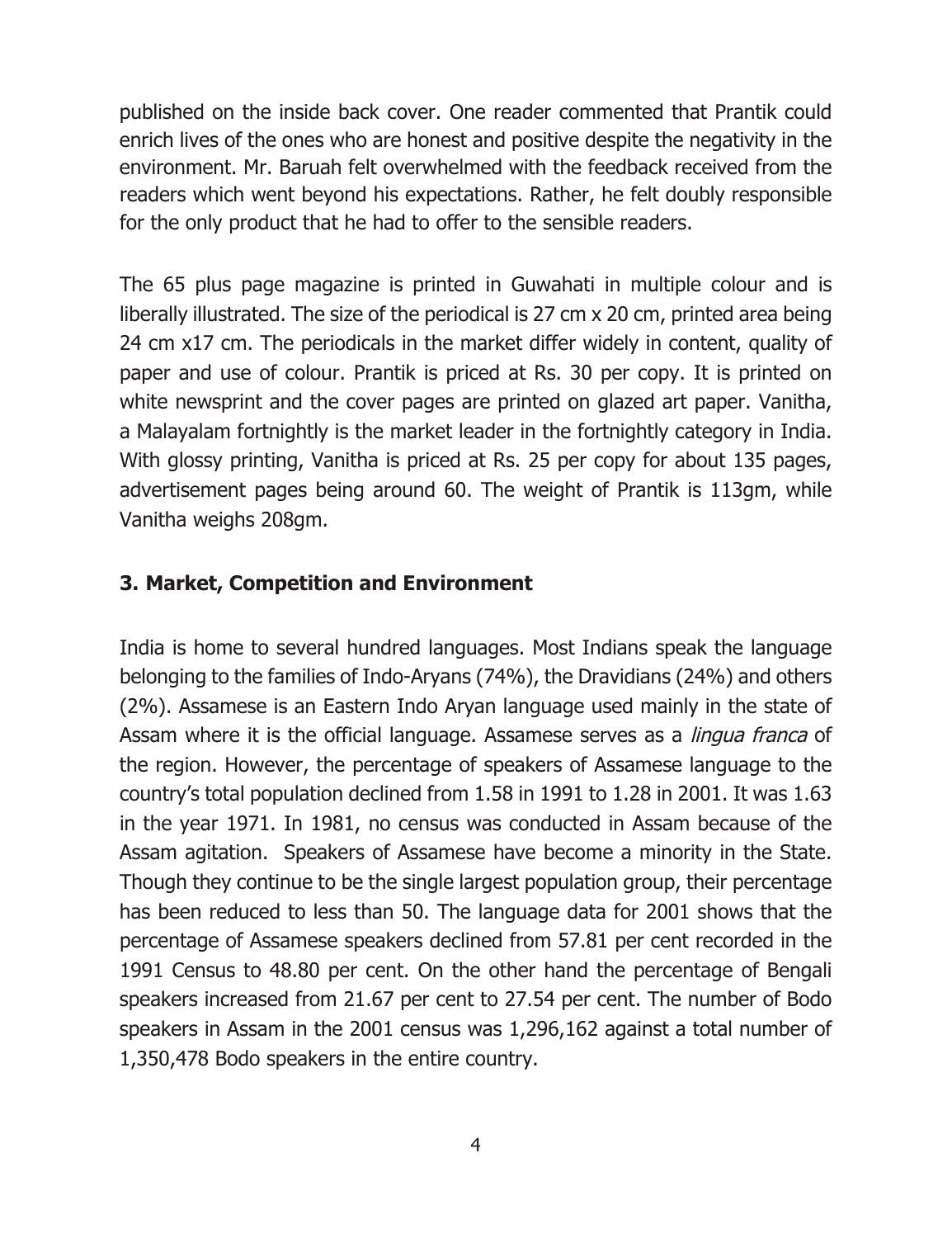published on the inside back cover. One reader commented that Prantik could enrich lives of the ones who are honest and positive despite the negativity in the environment. Mr. Baruah felt overwhelmed with the feedback received from the readers which went beyond his expectations. Rather, he felt doubly responsible for the only product that he had to offer to the sensible readers.

The 65 plus page magazine is printed in Guwahati in multiple colour and is liberally illustrated. The size of the periodical is 27 cm x 20 cm, printed area being 24 cm x17 cm. The periodicals in the market differ widely in content, quality of paper and use of colour. Prantik is priced at Rs. 30 per copy. It is printed on white newsprint and the cover pages are printed on glazed art paper. Vanitha, a Malayalam fortnightly is the market leader in the fortnightly category in India. With glossy printing, Vanitha is priced at Rs. 25 per copy for about 135 pages, advertisement pages being around 60. The weight of Prantik is 113gm, while Vanitha weighs 208gm.

### 3. Market, Competition and Environment

India is home to several hundred languages. Most Indians speak the language belonging to the families of Indo-Aryans (74%), the Dravidians (24%) and others (2%). Assamese is an Eastern Indo Aryan language used mainly in the state of Assam where it is the official language. Assamese serves as a *lingua franca* of the region. However, the percentage of speakers of Assamese language to the country's total population declined from 1.58 in 1991 to 1.28 in 2001. It was 1.63 in the year 1971. In 1981, no census was conducted in Assam because of the Assam agitation. Speakers of Assamese have become a minority in the State. Though they continue to be the single largest population group, their percentage has been reduced to less than 50. The language data for 2001 shows that the percentage of Assamese speakers declined from 57.81 per cent recorded in the 1991 Census to 48.80 per cent. On the other hand the percentage of Bengali speakers increased from 21.67 per cent to 27.54 per cent. The number of Bodo speakers in Assam in the 2001 census was 1,296,162 against a total number of 1,350,478 Bodo speakers in the entire country.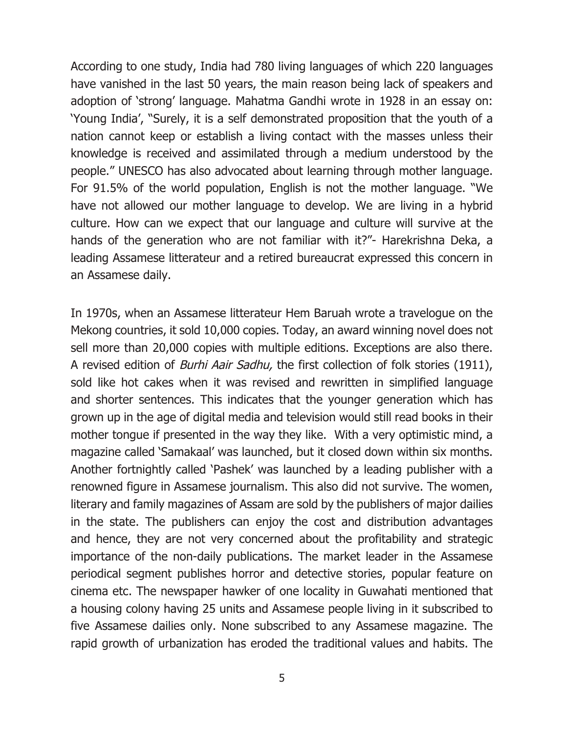According to one study, India had 780 living languages of which 220 languages have vanished in the last 50 years, the main reason being lack of speakers and adoption of 'strong' language. Mahatma Gandhi wrote in 1928 in an essay on: 'Young India', "Surely, it is a self demonstrated proposition that the youth of a nation cannot keep or establish a living contact with the masses unless their knowledge is received and assimilated through a medium understood by the people." UNESCO has also advocated about learning through mother language. For 91.5% of the world population, English is not the mother language. "We have not allowed our mother language to develop. We are living in a hybrid culture. How can we expect that our language and culture will survive at the hands of the generation who are not familiar with it?"- Harekrishna Deka, a leading Assamese litterateur and a retired bureaucrat expressed this concern in an Assamese daily.

In 1970s, when an Assamese litterateur Hem Baruah wrote a travelogue on the Mekong countries, it sold 10,000 copies. Today, an award winning novel does not sell more than 20,000 copies with multiple editions. Exceptions are also there. A revised edition of *Burhi Aair Sadhu,* the first collection of folk stories (1911), sold like hot cakes when it was revised and rewritten in simplified language and shorter sentences. This indicates that the younger generation which has grown up in the age of digital media and television would still read books in their mother tongue if presented in the way they like. With a very optimistic mind, a magazine called 'Samakaal' was launched, but it closed down within six months. Another fortnightly called 'Pashek' was launched by a leading publisher with a renowned figure in Assamese journalism. This also did not survive. The women, literary and family magazines of Assam are sold by the publishers of major dailies in the state. The publishers can enjoy the cost and distribution advantages and hence, they are not very concerned about the profitability and strategic importance of the non-daily publications. The market leader in the Assamese periodical segment publishes horror and detective stories, popular feature on cinema etc. The newspaper hawker of one locality in Guwahati mentioned that a housing colony having 25 units and Assamese people living in it subscribed to five Assamese dailies only. None subscribed to any Assamese magazine. The rapid growth of urbanization has eroded the traditional values and habits. The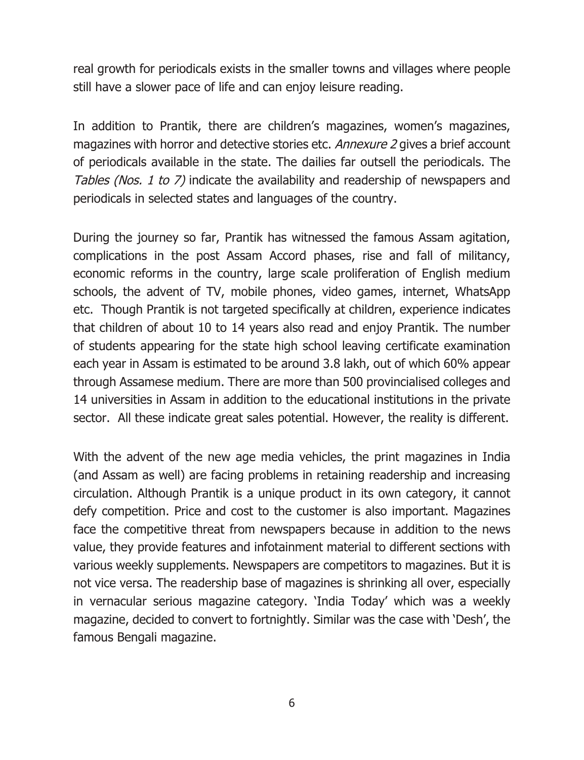real growth for periodicals exists in the smaller towns and villages where people still have a slower pace of life and can enjoy leisure reading.

In addition to Prantik, there are children's magazines, women's magazines, magazines with horror and detective stories etc. *Annexure 2* gives a brief account of periodicals available in the state. The dailies far outsell the periodicals. The *Tables (Nos. 1 to 7)* indicate the availability and readership of newspapers and periodicals in selected states and languages of the country.

During the journey so far, Prantik has witnessed the famous Assam agitation, complications in the post Assam Accord phases, rise and fall of militancy, economic reforms in the country, large scale proliferation of English medium schools, the advent of TV, mobile phones, video games, internet, WhatsApp etc. Though Prantik is not targeted specifically at children, experience indicates that children of about 10 to 14 years also read and enjoy Prantik. The number of students appearing for the state high school leaving certificate examination each year in Assam is estimated to be around 3.8 lakh, out of which 60% appear through Assamese medium. There are more than 500 provincialised colleges and 14 universities in Assam in addition to the educational institutions in the private sector. All these indicate great sales potential. However, the reality is different.

With the advent of the new age media vehicles, the print magazines in India (and Assam as well) are facing problems in retaining readership and increasing circulation. Although Prantik is a unique product in its own category, it cannot defy competition. Price and cost to the customer is also important. Magazines face the competitive threat from newspapers because in addition to the news value, they provide features and infotainment material to different sections with various weekly supplements. Newspapers are competitors to magazines. But it is not vice versa. The readership base of magazines is shrinking all over, especially in vernacular serious magazine category. 'India Today' which was a weekly magazine, decided to convert to fortnightly. Similar was the case with 'Desh', the famous Bengali magazine.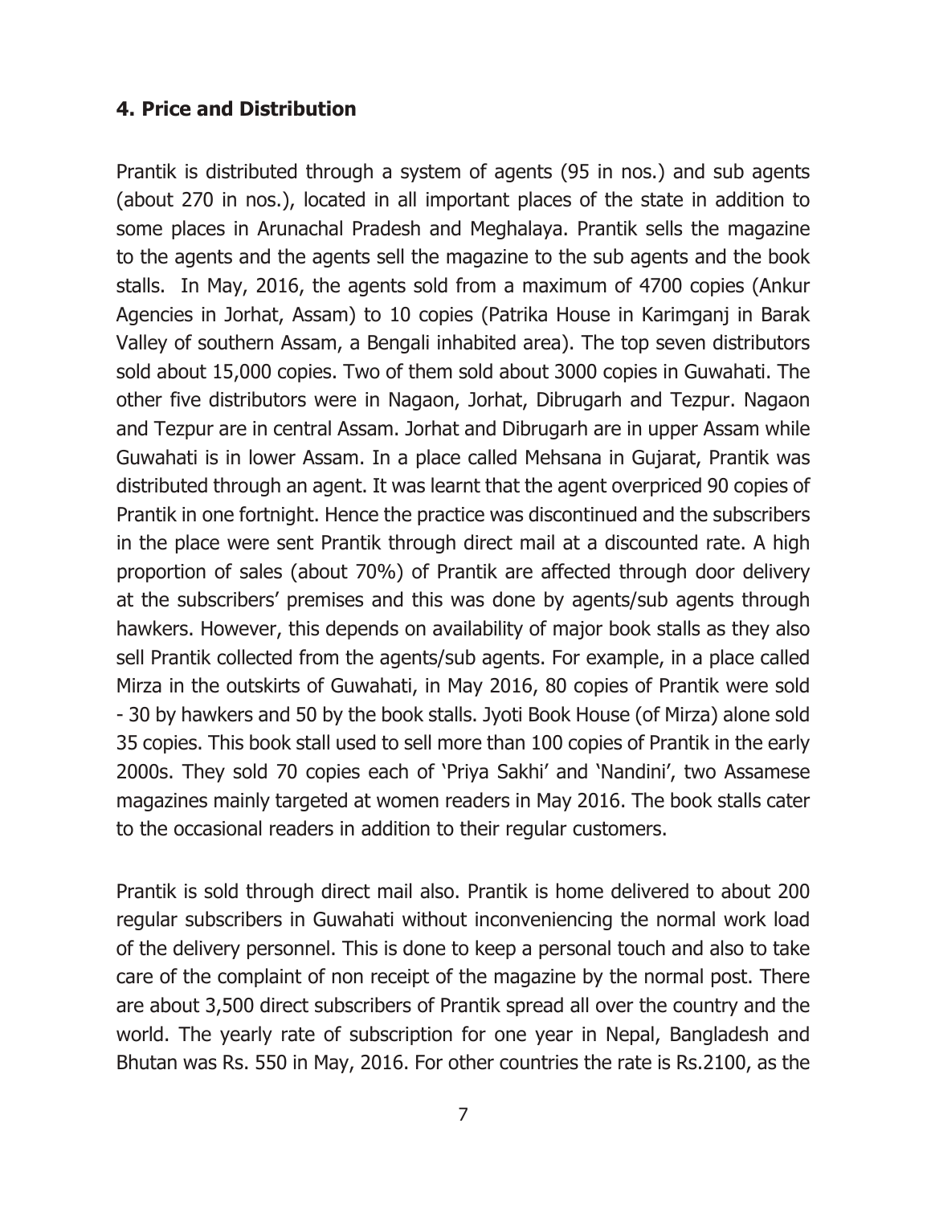## 4. Price and Distribution

Prantik is distributed through a system of agents (95 in nos.) and sub agents (about 270 in nos.), located in all important places of the state in addition to some places in Arunachal Pradesh and Meghalaya. Prantik sells the magazine to the agents and the agents sell the magazine to the sub agents and the book stalls. In May, 2016, the agents sold from a maximum of 4700 copies (Ankur Agencies in Jorhat, Assam) to 10 copies (Patrika House in Karimganj in Barak Valley of southern Assam, a Bengali inhabited area). The top seven distributors sold about 15,000 copies. Two of them sold about 3000 copies in Guwahati. The other five distributors were in Nagaon, Jorhat, Dibrugarh and Tezpur. Nagaon and Tezpur are in central Assam. Jorhat and Dibrugarh are in upper Assam while Guwahati is in lower Assam. In a place called Mehsana in Gujarat, Prantik was distributed through an agent. It was learnt that the agent overpriced 90 copies of Prantik in one fortnight. Hence the practice was discontinued and the subscribers in the place were sent Prantik through direct mail at a discounted rate. A high proportion of sales (about 70%) of Prantik are affected through door delivery at the subscribers' premises and this was done by agents/sub agents through hawkers. However, this depends on availability of major book stalls as they also sell Prantik collected from the agents/sub agents. For example, in a place called Mirza in the outskirts of Guwahati, in May 2016, 80 copies of Prantik were sold - 30 by hawkers and 50 by the book stalls. Jyoti Book House (of Mirza) alone sold 35 copies. This book stall used to sell more than 100 copies of Prantik in the early 2000s. They sold 70 copies each of 'Priya Sakhi' and 'Nandini', two Assamese magazines mainly targeted at women readers in May 2016. The book stalls cater to the occasional readers in addition to their regular customers.

Prantik is sold through direct mail also. Prantik is home delivered to about 200 regular subscribers in Guwahati without inconveniencing the normal work load of the delivery personnel. This is done to keep a personal touch and also to take care of the complaint of non receipt of the magazine by the normal post. There are about 3,500 direct subscribers of Prantik spread all over the country and the world. The yearly rate of subscription for one year in Nepal, Bangladesh and Bhutan was Rs. 550 in May, 2016. For other countries the rate is Rs.2100, as the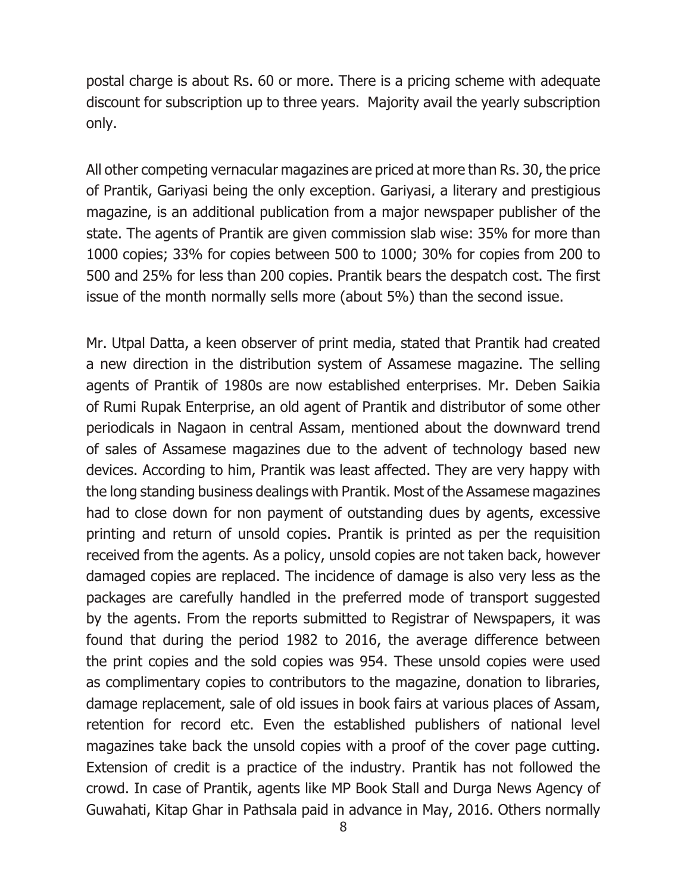postal charge is about Rs. 60 or more. There is a pricing scheme with adequate discount for subscription up to three years. Majority avail the yearly subscription only.

All other competing vernacular magazines are priced at more than Rs. 30, the price of Prantik, Gariyasi being the only exception. Gariyasi, a literary and prestigious magazine, is an additional publication from a major newspaper publisher of the state. The agents of Prantik are given commission slab wise: 35% for more than 1000 copies; 33% for copies between 500 to 1000; 30% for copies from 200 to 500 and 25% for less than 200 copies. Prantik bears the despatch cost. The first issue of the month normally sells more (about 5%) than the second issue.

Mr. Utpal Datta, a keen observer of print media, stated that Prantik had created a new direction in the distribution system of Assamese magazine. The selling agents of Prantik of 1980s are now established enterprises. Mr. Deben Saikia of Rumi Rupak Enterprise, an old agent of Prantik and distributor of some other periodicals in Nagaon in central Assam, mentioned about the downward trend of sales of Assamese magazines due to the advent of technology based new devices. According to him, Prantik was least affected. They are very happy with the long standing business dealings with Prantik. Most of the Assamese magazines had to close down for non payment of outstanding dues by agents, excessive printing and return of unsold copies. Prantik is printed as per the requisition received from the agents. As a policy, unsold copies are not taken back, however damaged copies are replaced. The incidence of damage is also very less as the packages are carefully handled in the preferred mode of transport suggested by the agents. From the reports submitted to Registrar of Newspapers, it was found that during the period 1982 to 2016, the average difference between the print copies and the sold copies was 954. These unsold copies were used as complimentary copies to contributors to the magazine, donation to libraries, damage replacement, sale of old issues in book fairs at various places of Assam, retention for record etc. Even the established publishers of national level magazines take back the unsold copies with a proof of the cover page cutting. Extension of credit is a practice of the industry. Prantik has not followed the crowd. In case of Prantik, agents like MP Book Stall and Durga News Agency of Guwahati, Kitap Ghar in Pathsala paid in advance in May, 2016. Others normally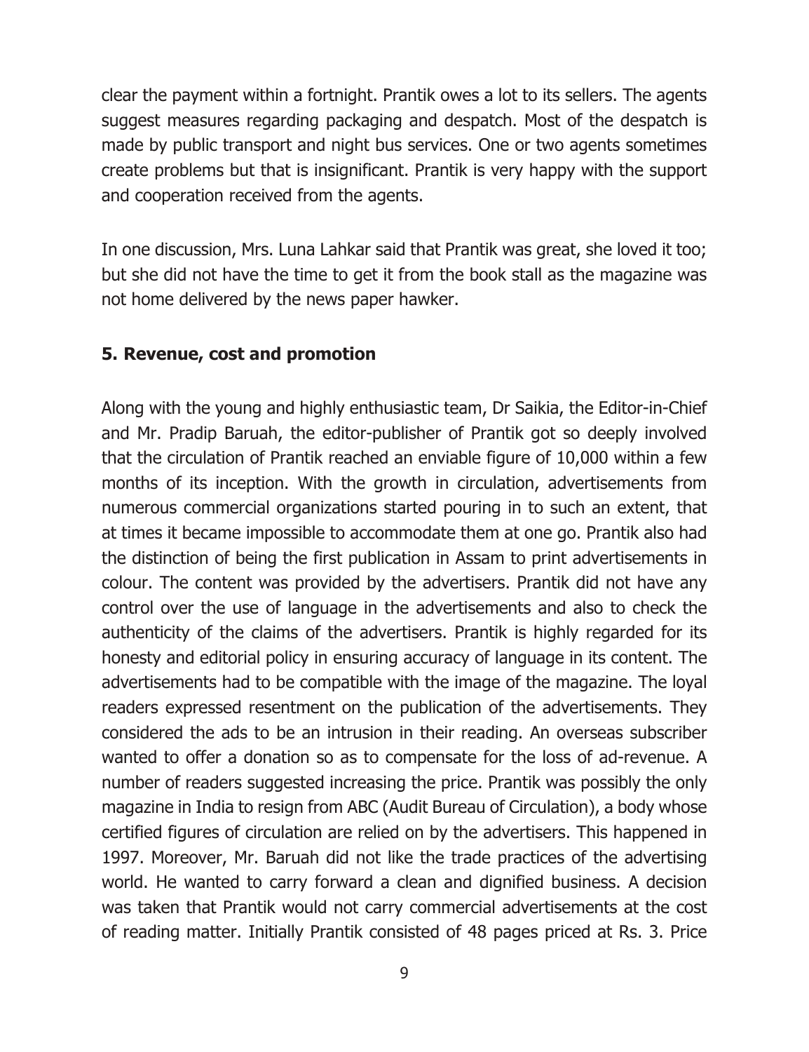clear the payment within a fortnight. Prantik owes a lot to its sellers. The agents suggest measures regarding packaging and despatch. Most of the despatch is made by public transport and night bus services. One or two agents sometimes create problems but that is insignificant. Prantik is very happy with the support and cooperation received from the agents.

In one discussion, Mrs. Luna Lahkar said that Prantik was great, she loved it too; but she did not have the time to get it from the book stall as the magazine was not home delivered by the news paper hawker.

### 5. Revenue, cost and promotion

Along with the young and highly enthusiastic team, Dr Saikia, the Editor-in-Chief and Mr. Pradip Baruah, the editor-publisher of Prantik got so deeply involved that the circulation of Prantik reached an enviable figure of 10,000 within a few months of its inception. With the growth in circulation, advertisements from numerous commercial organizations started pouring in to such an extent, that at times it became impossible to accommodate them at one go. Prantik also had the distinction of being the first publication in Assam to print advertisements in colour. The content was provided by the advertisers. Prantik did not have any control over the use of language in the advertisements and also to check the authenticity of the claims of the advertisers. Prantik is highly regarded for its honesty and editorial policy in ensuring accuracy of language in its content. The advertisements had to be compatible with the image of the magazine. The loyal readers expressed resentment on the publication of the advertisements. They considered the ads to be an intrusion in their reading. An overseas subscriber wanted to offer a donation so as to compensate for the loss of ad-revenue. A number of readers suggested increasing the price. Prantik was possibly the only magazine in India to resign from ABC (Audit Bureau of Circulation), a body whose certified figures of circulation are relied on by the advertisers. This happened in 1997. Moreover, Mr. Baruah did not like the trade practices of the advertising world. He wanted to carry forward a clean and dignified business. A decision was taken that Prantik would not carry commercial advertisements at the cost of reading matter. Initially Prantik consisted of 48 pages priced at Rs. 3. Price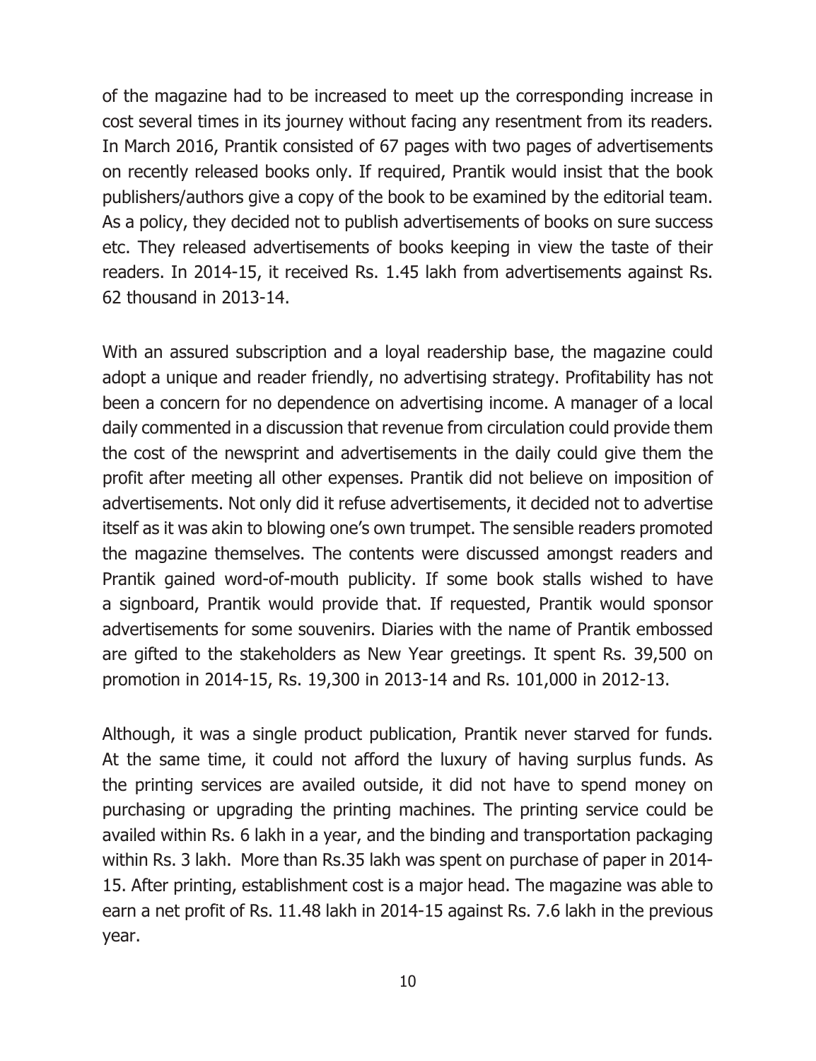of the magazine had to be increased to meet up the corresponding increase in cost several times in its journey without facing any resentment from its readers. In March 2016, Prantik consisted of 67 pages with two pages of advertisements on recently released books only. If required, Prantik would insist that the book publishers/authors give a copy of the book to be examined by the editorial team. As a policy, they decided not to publish advertisements of books on sure success etc. They released advertisements of books keeping in view the taste of their readers. In 2014-15, it received Rs. 1.45 lakh from advertisements against Rs. 62 thousand in 2013-14.

With an assured subscription and a loyal readership base, the magazine could adopt a unique and reader friendly, no advertising strategy. Profitability has not been a concern for no dependence on advertising income. A manager of a local daily commented in a discussion that revenue from circulation could provide them the cost of the newsprint and advertisements in the daily could give them the profit after meeting all other expenses. Prantik did not believe on imposition of advertisements. Not only did it refuse advertisements, it decided not to advertise itself as it was akin to blowing one's own trumpet. The sensible readers promoted the magazine themselves. The contents were discussed amongst readers and Prantik gained word-of-mouth publicity. If some book stalls wished to have a signboard, Prantik would provide that. If requested, Prantik would sponsor advertisements for some souvenirs. Diaries with the name of Prantik embossed are gifted to the stakeholders as New Year greetings. It spent Rs. 39,500 on promotion in 2014-15, Rs. 19,300 in 2013-14 and Rs. 101,000 in 2012-13.

Although, it was a single product publication, Prantik never starved for funds. At the same time, it could not afford the luxury of having surplus funds. As the printing services are availed outside, it did not have to spend money on purchasing or upgrading the printing machines. The printing service could be availed within Rs. 6 lakh in a year, and the binding and transportation packaging within Rs. 3 lakh. More than Rs.35 lakh was spent on purchase of paper in 2014-15. After printing, establishment cost is a major head. The magazine was able to earn a net profit of Rs. 11.48 lakh in 2014-15 against Rs. 7.6 lakh in the previous year.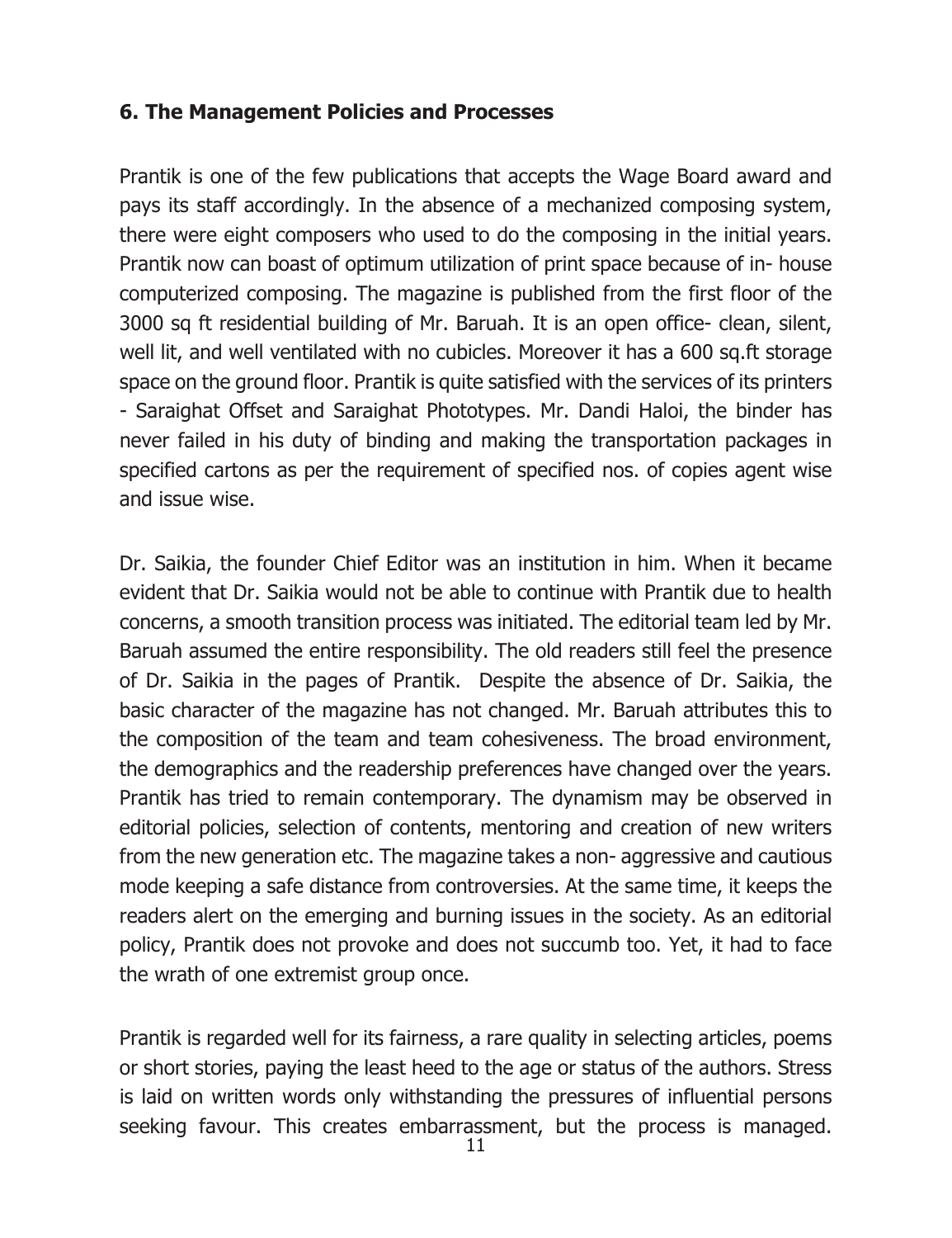### 6. The Management Policies and Processes

Prantik is one of the few publications that accepts the Wage Board award and pays its staff accordingly. In the absence of a mechanized composing system, there were eight composers who used to do the composing in the initial years. Prantik now can boast of optimum utilization of print space because of in- house computerized composing. The magazine is published from the first floor of the 3000 sq ft residential building of Mr. Baruah. It is an open office- clean, silent, well lit, and well ventilated with no cubicles. Moreover it has a 600 sq.ft storage space on the ground floor. Prantik is quite satisfied with the services of its printers - Saraighat Offset and Saraighat Phototypes. Mr. Dandi Haloi, the binder has never failed in his duty of binding and making the transportation packages in specified cartons as per the requirement of specified nos. of copies agent wise and issue wise.

Dr. Saikia, the founder Chief Editor was an institution in him. When it became evident that Dr. Saikia would not be able to continue with Prantik due to health concerns, a smooth transition process was initiated. The editorial team led by Mr. Baruah assumed the entire responsibility. The old readers still feel the presence of Dr. Saikia in the pages of Prantik. Despite the absence of Dr. Saikia, the basic character of the magazine has not changed. Mr. Baruah attributes this to the composition of the team and team cohesiveness. The broad environment, the demographics and the readership preferences have changed over the years. Prantik has tried to remain contemporary. The dynamism may be observed in editorial policies, selection of contents, mentoring and creation of new writers from the new generation etc. The magazine takes a non- aggressive and cautious mode keeping a safe distance from controversies. At the same time, it keeps the readers alert on the emerging and burning issues in the society. As an editorial policy, Prantik does not provoke and does not succumb too. Yet, it had to face the wrath of one extremist group once.

Prantik is regarded well for its fairness, a rare quality in selecting articles, poems or short stories, paying the least heed to the age or status of the authors. Stress is laid on written words only withstanding the pressures of influential persons seeking favour. This creates embarrassment, but the process is managed.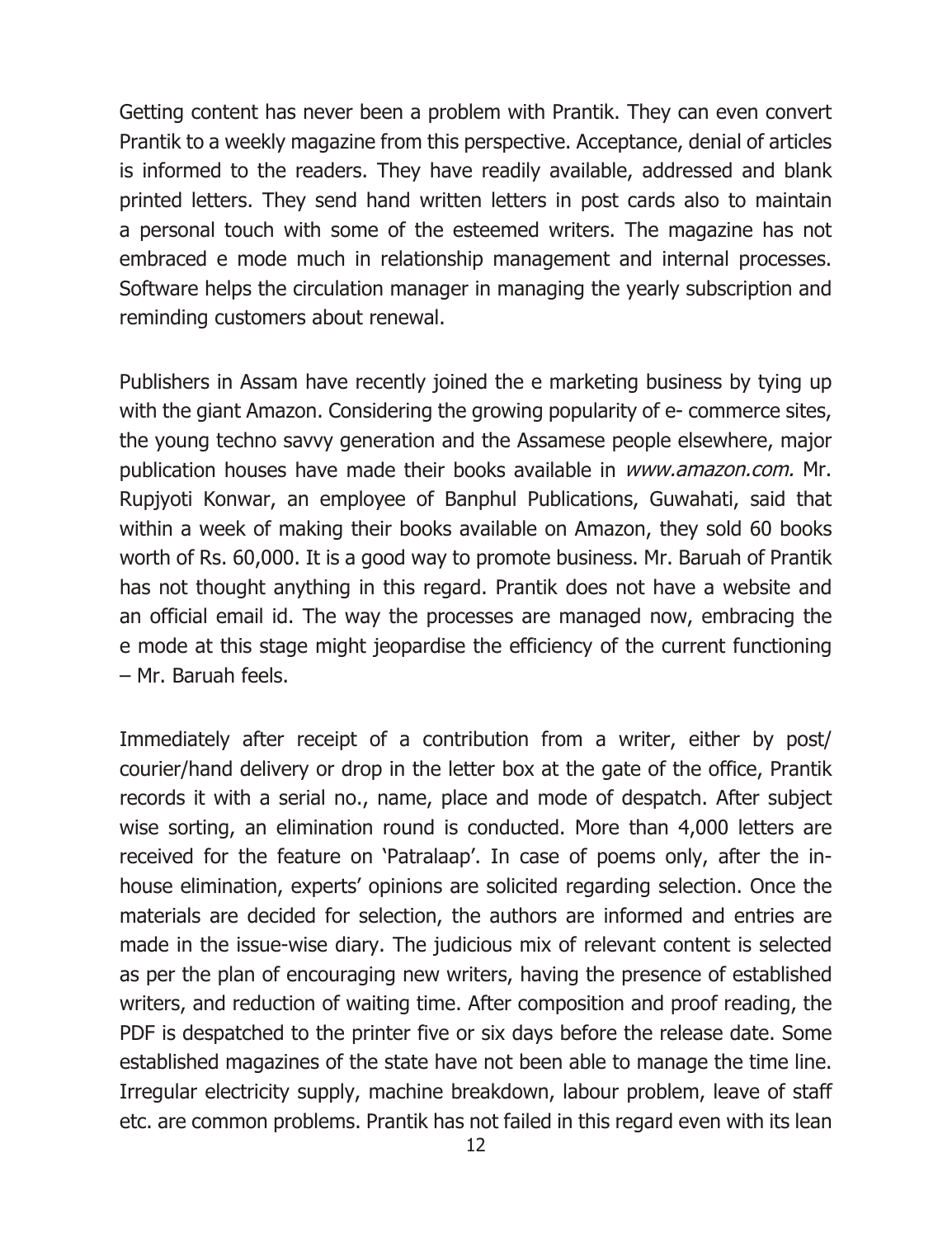Getting content has never been a problem with Prantik. They can even convert Prantik to a weekly magazine from this perspective. Acceptance, denial of articles is informed to the readers. They have readily available, addressed and blank printed letters. They send hand written letters in post cards also to maintain a personal touch with some of the esteemed writers. The magazine has not embraced e mode much in relationship management and internal processes. Software helps the circulation manager in managing the yearly subscription and reminding customers about renewal.

Publishers in Assam have recently joined the e marketing business by tying up with the giant Amazon. Considering the growing popularity of e- commerce sites, the young techno savvy generation and the Assamese people elsewhere, major publication houses have made their books available in *www.amazon.com.* Mr. Rupjyoti Konwar, an employee of Banphul Publications, Guwahati, said that within a week of making their books available on Amazon, they sold 60 books worth of Rs. 60,000. It is a good way to promote business. Mr. Baruah of Prantik has not thought anything in this regard. Prantik does not have a website and an official email id. The way the processes are managed now, embracing the e mode at this stage might jeopardise the efficiency of the current functioning – Mr. Baruah feels.

Immediately after receipt of a contribution from a writer, either by post/ courier/hand delivery or drop in the letter box at the gate of the office, Prantik records it with a serial no., name, place and mode of despatch. After subject wise sorting, an elimination round is conducted. More than 4,000 letters are received for the feature on 'Patralaap'. In case of poems only, after the in-house elimination, experts' opinions are solicited regarding selection. Once the materials are decided for selection, the authors are informed and entries are made in the issue-wise diary. The judicious mix of relevant content is selected as per the plan of encouraging new writers, having the presence of established writers, and reduction of waiting time. After composition and proof reading, the PDF is despatched to the printer five or six days before the release date. Some established magazines of the state have not been able to manage the time line. Irregular electricity supply, machine breakdown, labour problem, leave of staff etc. are common problems. Prantik has not failed in this regard even with its lean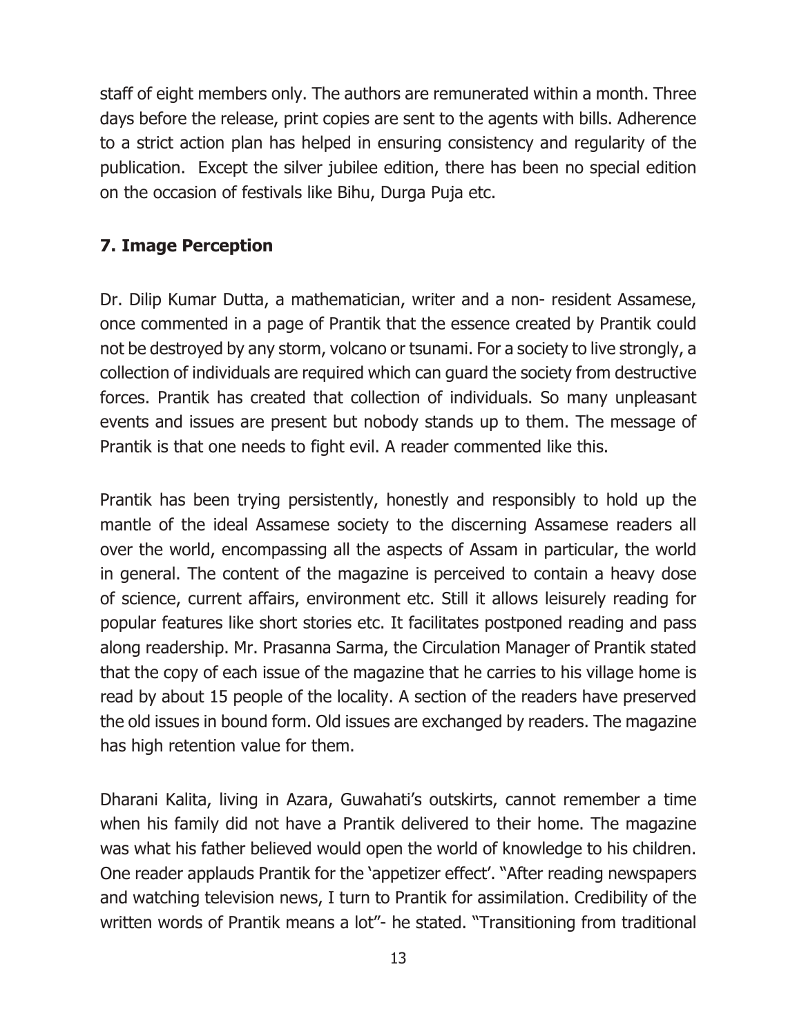staff of eight members only. The authors are remunerated within a month. Three days before the release, print copies are sent to the agents with bills. Adherence to a strict action plan has helped in ensuring consistency and regularity of the publication.  Except the silver jubilee edition, there has been no special edition on the occasion of festivals like Bihu, Durga Puja etc.

## 7. Image Perception

Dr. Dilip Kumar Dutta, a mathematician, writer and a non- resident Assamese, once commented in a page of Prantik that the essence created by Prantik could not be destroyed by any storm, volcano or tsunami. For a society to live strongly, a collection of individuals are required which can guard the society from destructive forces. Prantik has created that collection of individuals. So many unpleasant events and issues are present but nobody stands up to them. The message of Prantik is that one needs to fight evil. A reader commented like this.

Prantik has been trying persistently, honestly and responsibly to hold up the mantle of the ideal Assamese society to the discerning Assamese readers all over the world, encompassing all the aspects of Assam in particular, the world in general. The content of the magazine is perceived to contain a heavy dose of science, current affairs, environment etc. Still it allows leisurely reading for popular features like short stories etc. It facilitates postponed reading and pass along readership. Mr. Prasanna Sarma, the Circulation Manager of Prantik stated that the copy of each issue of the magazine that he carries to his village home is read by about 15 people of the locality. A section of the readers have preserved the old issues in bound form. Old issues are exchanged by readers. The magazine has high retention value for them.

Dharani Kalita, living in Azara, Guwahati's outskirts, cannot remember a time when his family did not have a Prantik delivered to their home. The magazine was what his father believed would open the world of knowledge to his children. One reader applauds Prantik for the 'appetizer effect'. "After reading newspapers and watching television news, I turn to Prantik for assimilation. Credibility of the written words of Prantik means a lot"- he stated. "Transitioning from traditional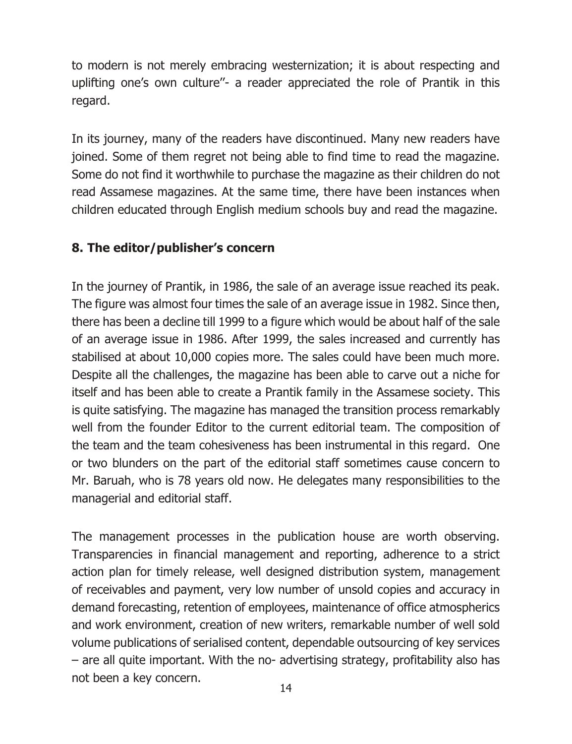to modern is not merely embracing westernization; it is about respecting and uplifting one's own culture"- a reader appreciated the role of Prantik in this regard.

In its journey, many of the readers have discontinued. Many new readers have joined. Some of them regret not being able to find time to read the magazine. Some do not find it worthwhile to purchase the magazine as their children do not read Assamese magazines. At the same time, there have been instances when children educated through English medium schools buy and read the magazine.

## 8. The editor/publisher's concern

In the journey of Prantik, in 1986, the sale of an average issue reached its peak. The figure was almost four times the sale of an average issue in 1982. Since then, there has been a decline till 1999 to a figure which would be about half of the sale of an average issue in 1986. After 1999, the sales increased and currently has stabilised at about 10,000 copies more. The sales could have been much more. Despite all the challenges, the magazine has been able to carve out a niche for itself and has been able to create a Prantik family in the Assamese society. This is quite satisfying. The magazine has managed the transition process remarkably well from the founder Editor to the current editorial team. The composition of the team and the team cohesiveness has been instrumental in this regard. One or two blunders on the part of the editorial staff sometimes cause concern to Mr. Baruah, who is 78 years old now. He delegates many responsibilities to the managerial and editorial staff.

The management processes in the publication house are worth observing. Transparencies in financial management and reporting, adherence to a strict action plan for timely release, well designed distribution system, management of receivables and payment, very low number of unsold copies and accuracy in demand forecasting, retention of employees, maintenance of office atmospherics and work environment, creation of new writers, remarkable number of well sold volume publications of serialised content, dependable outsourcing of key services – are all quite important. With the no- advertising strategy, profitability also has not been a key concern.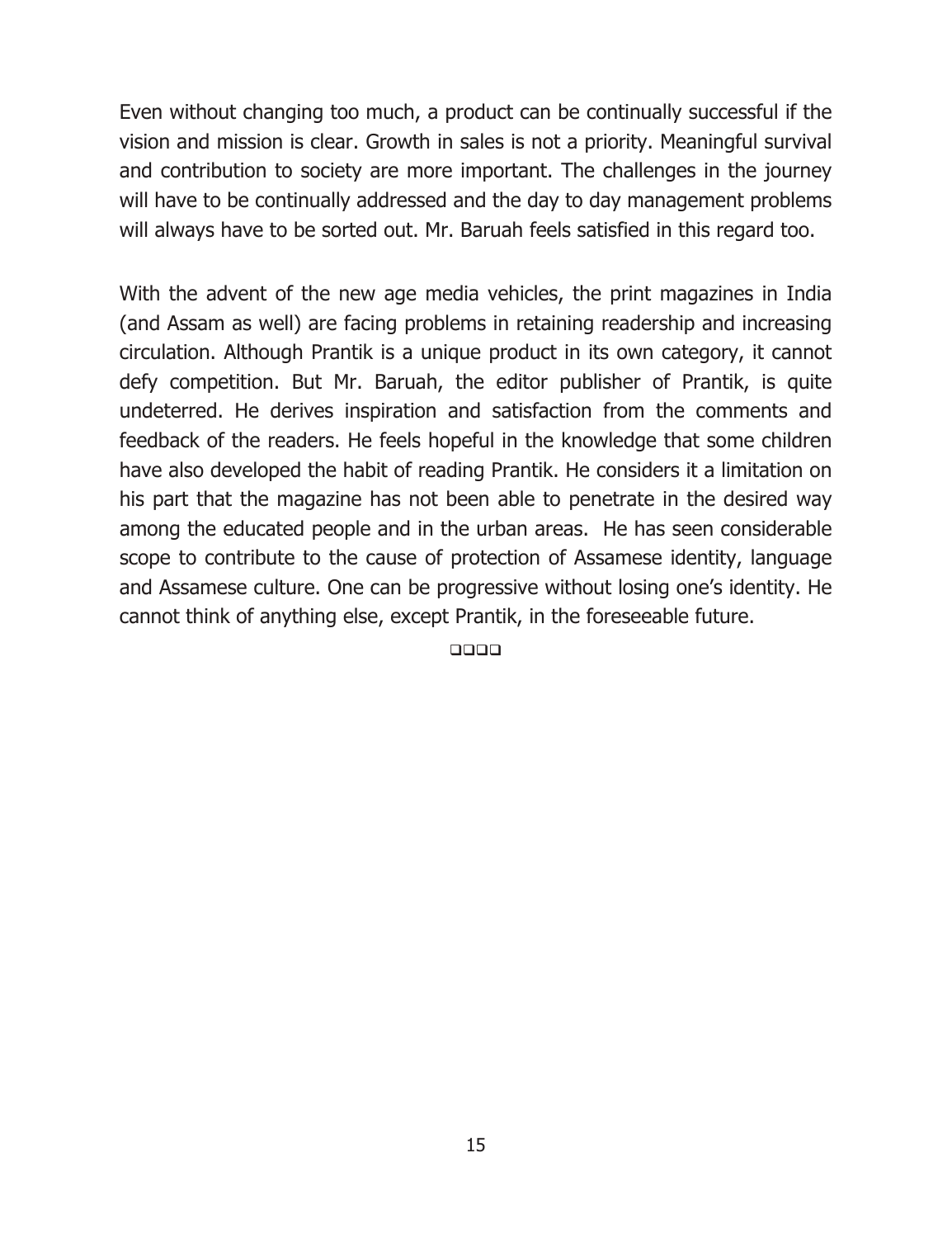Even without changing too much, a product can be continually successful if the vision and mission is clear. Growth in sales is not a priority. Meaningful survival and contribution to society are more important. The challenges in the journey will have to be continually addressed and the day to day management problems will always have to be sorted out. Mr. Baruah feels satisfied in this regard too.

With the advent of the new age media vehicles, the print magazines in India (and Assam as well) are facing problems in retaining readership and increasing circulation. Although Prantik is a unique product in its own category, it cannot defy competition. But Mr. Baruah, the editor publisher of Prantik, is quite undeterred. He derives inspiration and satisfaction from the comments and feedback of the readers. He feels hopeful in the knowledge that some children have also developed the habit of reading Prantik. He considers it a limitation on his part that the magazine has not been able to penetrate in the desired way among the educated people and in the urban areas. He has seen considerable scope to contribute to the cause of protection of Assamese identity, language and Assamese culture. One can be progressive without losing one's identity. He cannot think of anything else, except Prantik, in the foreseeable future.

❑❑❑❑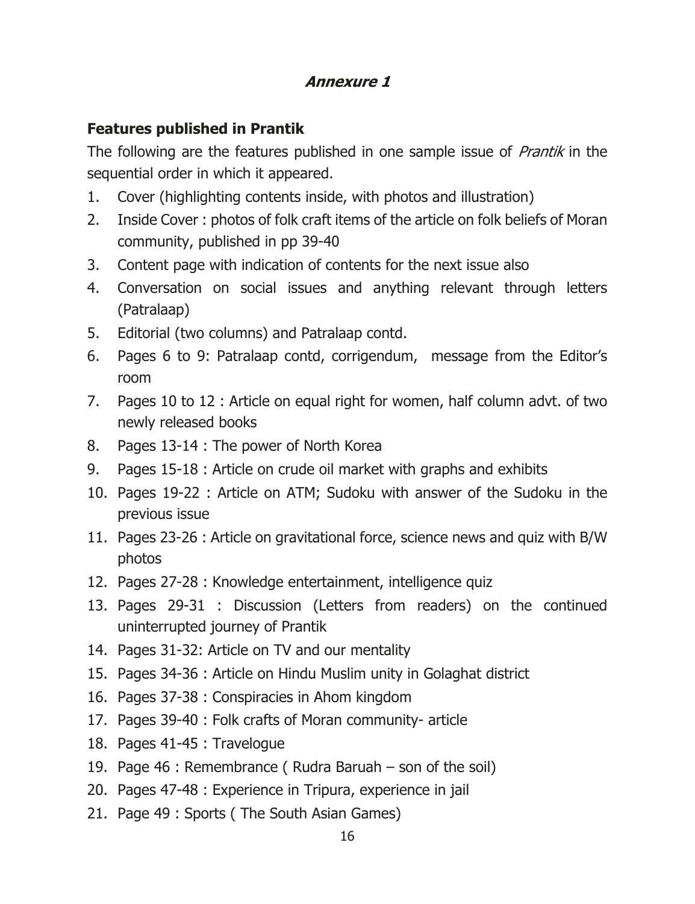## *Annexure 1*

### Features published in Prantik

The following are the features published in one sample issue of *Prantik* in the sequential order in which it appeared.

1. Cover (highlighting contents inside, with photos and illustration)
2. Inside Cover : photos of folk craft items of the article on folk beliefs of Moran community, published in pp 39-40
3. Content page with indication of contents for the next issue also
4. Conversation on social issues and anything relevant through letters (Patralaap)
5. Editorial (two columns) and Patralaap contd.
6. Pages 6 to 9: Patralaap contd, corrigendum, message from the Editor's room
7. Pages 10 to 12 : Article on equal right for women, half column advt. of two newly released books
8. Pages 13-14 : The power of North Korea
9. Pages 15-18 : Article on crude oil market with graphs and exhibits
10. Pages 19-22 : Article on ATM; Sudoku with answer of the Sudoku in the previous issue
11. Pages 23-26 : Article on gravitational force, science news and quiz with B/W photos
12. Pages 27-28 : Knowledge entertainment, intelligence quiz
13. Pages 29-31 : Discussion (Letters from readers) on the continued uninterrupted journey of Prantik
14. Pages 31-32: Article on TV and our mentality
15. Pages 34-36 : Article on Hindu Muslim unity in Golaghat district
16. Pages 37-38 : Conspiracies in Ahom kingdom
17. Pages 39-40 : Folk crafts of Moran community- article
18. Pages 41-45 : Travelogue
19. Page 46 : Remembrance ( Rudra Baruah – son of the soil)
20. Pages 47-48 : Experience in Tripura, experience in jail
21. Page 49 : Sports ( The South Asian Games)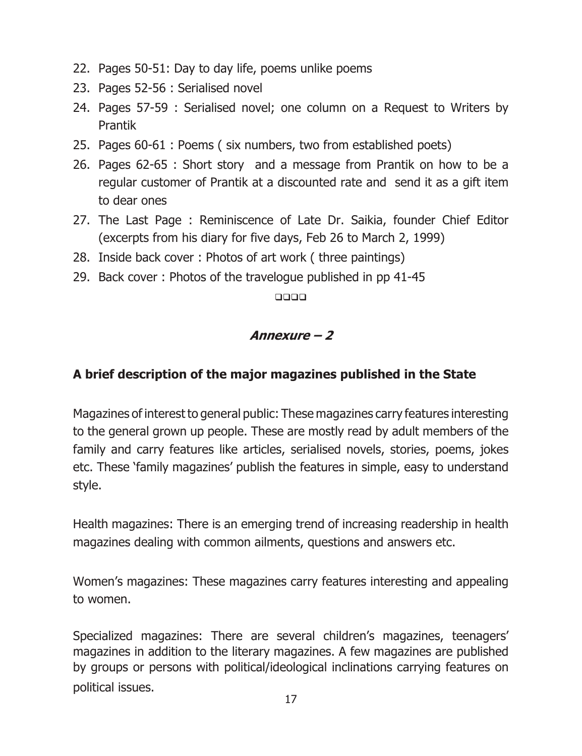22. Pages 50-51: Day to day life, poems unlike poems
23. Pages 52-56 : Serialised novel
24. Pages 57-59 : Serialised novel; one column on a Request to Writers by Prantik
25. Pages 60-61 : Poems ( six numbers, two from established poets)
26. Pages 62-65 : Short story and a message from Prantik on how to be a regular customer of Prantik at a discounted rate and send it as a gift item to dear ones
27. The Last Page : Reminiscence of Late Dr. Saikia, founder Chief Editor (excerpts from his diary for five days, Feb 26 to March 2, 1999)
28. Inside back cover : Photos of art work ( three paintings)
29. Back cover : Photos of the travelogue published in pp 41-45

❑❑❑❑

## *Annexure – 2*

### A brief description of the major magazines published in the State

Magazines of interest to general public: These magazines carry features interesting to the general grown up people. These are mostly read by adult members of the family and carry features like articles, serialised novels, stories, poems, jokes etc. These 'family magazines' publish the features in simple, easy to understand style.

Health magazines: There is an emerging trend of increasing readership in health magazines dealing with common ailments, questions and answers etc.

Women's magazines: These magazines carry features interesting and appealing to women.

Specialized magazines: There are several children's magazines, teenagers' magazines in addition to the literary magazines. A few magazines are published by groups or persons with political/ideological inclinations carrying features on political issues.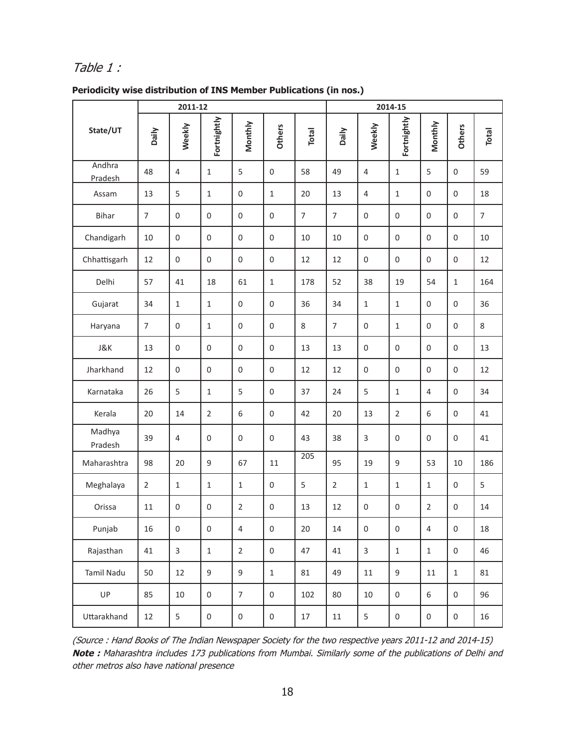*Table 1 :*

**Periodicity wise distribution of INS Member Publications (in nos.)**

| State/UT | 2011-12 | | | | | | 2014-15 | | | | | |
|---|---|---|---|---|---|---|---|---|---|---|---|---|
| | Daily | Weekly | Fortnightly | Monthly | Others | Total | Daily | Weekly | Fortnightly | Monthly | Others | Total |
| Andhra Pradesh | 48 | 4 | 1 | 5 | 0 | 58 | 49 | 4 | 1 | 5 | 0 | 59 |
| Assam | 13 | 5 | 1 | 0 | 1 | 20 | 13 | 4 | 1 | 0 | 0 | 18 |
| Bihar | 7 | 0 | 0 | 0 | 0 | 7 | 7 | 0 | 0 | 0 | 0 | 7 |
| Chandigarh | 10 | 0 | 0 | 0 | 0 | 10 | 10 | 0 | 0 | 0 | 0 | 10 |
| Chhattisgarh | 12 | 0 | 0 | 0 | 0 | 12 | 12 | 0 | 0 | 0 | 0 | 12 |
| Delhi | 57 | 41 | 18 | 61 | 1 | 178 | 52 | 38 | 19 | 54 | 1 | 164 |
| Gujarat | 34 | 1 | 1 | 0 | 0 | 36 | 34 | 1 | 1 | 0 | 0 | 36 |
| Haryana | 7 | 0 | 1 | 0 | 0 | 8 | 7 | 0 | 1 | 0 | 0 | 8 |
| J&K | 13 | 0 | 0 | 0 | 0 | 13 | 13 | 0 | 0 | 0 | 0 | 13 |
| Jharkhand | 12 | 0 | 0 | 0 | 0 | 12 | 12 | 0 | 0 | 0 | 0 | 12 |
| Karnataka | 26 | 5 | 1 | 5 | 0 | 37 | 24 | 5 | 1 | 4 | 0 | 34 |
| Kerala | 20 | 14 | 2 | 6 | 0 | 42 | 20 | 13 | 2 | 6 | 0 | 41 |
| Madhya Pradesh | 39 | 4 | 0 | 0 | 0 | 43 | 38 | 3 | 0 | 0 | 0 | 41 |
| Maharashtra | 98 | 20 | 9 | 67 | 11 | 205 | 95 | 19 | 9 | 53 | 10 | 186 |
| Meghalaya | 2 | 1 | 1 | 1 | 0 | 5 | 2 | 1 | 1 | 1 | 0 | 5 |
| Orissa | 11 | 0 | 0 | 2 | 0 | 13 | 12 | 0 | 0 | 2 | 0 | 14 |
| Punjab | 16 | 0 | 0 | 4 | 0 | 20 | 14 | 0 | 0 | 4 | 0 | 18 |
| Rajasthan | 41 | 3 | 1 | 2 | 0 | 47 | 41 | 3 | 1 | 1 | 0 | 46 |
| Tamil Nadu | 50 | 12 | 9 | 9 | 1 | 81 | 49 | 11 | 9 | 11 | 1 | 81 |
| UP | 85 | 10 | 0 | 7 | 0 | 102 | 80 | 10 | 0 | 6 | 0 | 96 |
| Uttarakhand | 12 | 5 | 0 | 0 | 0 | 17 | 11 | 5 | 0 | 0 | 0 | 16 |

*(Source : Hand Books of The Indian Newspaper Society for the two respective years 2011-12 and 2014-15)*
***Note :*** *Maharashtra includes 173 publications from Mumbai. Similarly some of the publications of Delhi and other metros also have national presence*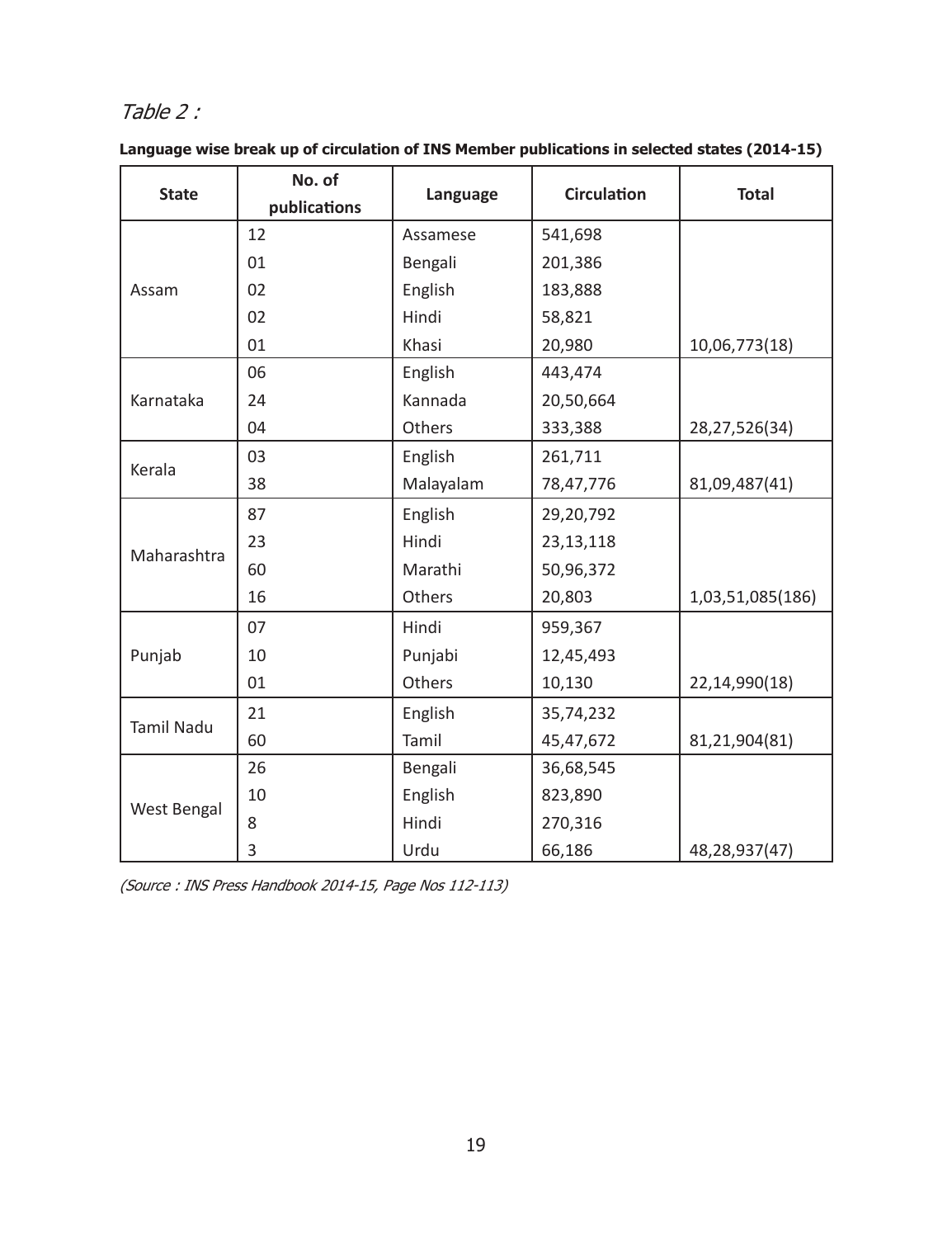*Table 2 :*

**Language wise break up of circulation of INS Member publications in selected states (2014-15)**

| State | No. of publications | Language | Circulation | Total |
|---|---|---|---|---|
| Assam | 12 | Assamese | 541,698 | |
| | 01 | Bengali | 201,386 | |
| | 02 | English | 183,888 | |
| | 02 | Hindi | 58,821 | |
| | 01 | Khasi | 20,980 | 10,06,773(18) |
| Karnataka | 06 | English | 443,474 | |
| | 24 | Kannada | 20,50,664 | |
| | 04 | Others | 333,388 | 28,27,526(34) |
| Kerala | 03 | English | 261,711 | |
| | 38 | Malayalam | 78,47,776 | 81,09,487(41) |
| Maharashtra | 87 | English | 29,20,792 | |
| | 23 | Hindi | 23,13,118 | |
| | 60 | Marathi | 50,96,372 | |
| | 16 | Others | 20,803 | 1,03,51,085(186) |
| Punjab | 07 | Hindi | 959,367 | |
| | 10 | Punjabi | 12,45,493 | |
| | 01 | Others | 10,130 | 22,14,990(18) |
| Tamil Nadu | 21 | English | 35,74,232 | |
| | 60 | Tamil | 45,47,672 | 81,21,904(81) |
| West Bengal | 26 | Bengali | 36,68,545 | |
| | 10 | English | 823,890 | |
| | 8 | Hindi | 270,316 | |
| | 3 | Urdu | 66,186 | 48,28,937(47) |

*(Source : INS Press Handbook 2014-15, Page Nos 112-113)*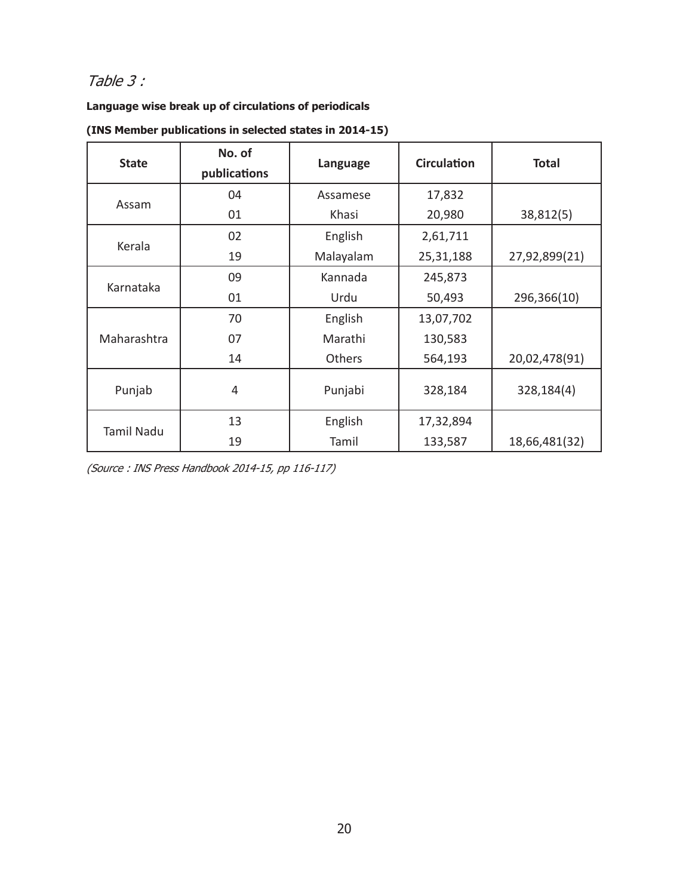*Table 3 :*

**Language wise break up of circulations of periodicals**

**(INS Member publications in selected states in 2014-15)**

| State | No. of publications | Language | Circulation | Total |
|---|---|---|---|---|
| Assam | 04 | Assamese | 17,832 | |
| | 01 | Khasi | 20,980 | 38,812(5) |
| Kerala | 02 | English | 2,61,711 | |
| | 19 | Malayalam | 25,31,188 | 27,92,899(21) |
| Karnataka | 09 | Kannada | 245,873 | |
| | 01 | Urdu | 50,493 | 296,366(10) |
| Maharashtra | 70 | English | 13,07,702 | |
| | 07 | Marathi | 130,583 | |
| | 14 | Others | 564,193 | 20,02,478(91) |
| Punjab | 4 | Punjabi | 328,184 | 328,184(4) |
| Tamil Nadu | 13 | English | 17,32,894 | |
| | 19 | Tamil | 133,587 | 18,66,481(32) |

*(Source : INS Press Handbook 2014-15, pp 116-117)*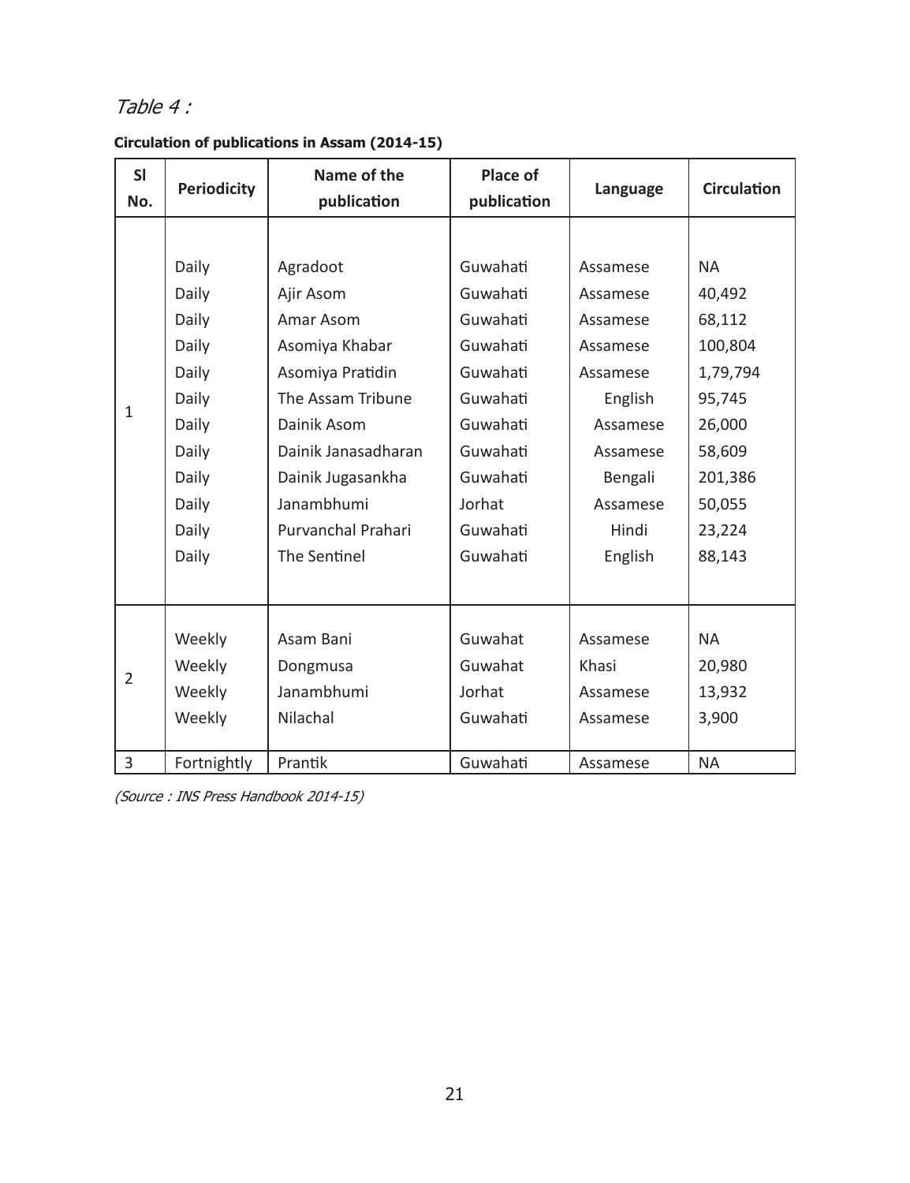*Table 4 :*

**Circulation of publications in Assam (2014-15)**

| Sl No. | Periodicity | Name of the publication | Place of publication | Language | Circulation |
|---|---|---|---|---|---|
| 1 | Daily | Agradoot | Guwahati | Assamese | NA |
| | Daily | Ajir Asom | Guwahati | Assamese | 40,492 |
| | Daily | Amar Asom | Guwahati | Assamese | 68,112 |
| | Daily | Asomiya Khabar | Guwahati | Assamese | 100,804 |
| | Daily | Asomiya Pratidin | Guwahati | Assamese | 1,79,794 |
| | Daily | The Assam Tribune | Guwahati | English | 95,745 |
| | Daily | Dainik Asom | Guwahati | Assamese | 26,000 |
| | Daily | Dainik Janasadharan | Guwahati | Assamese | 58,609 |
| | Daily | Dainik Jugasankha | Guwahati | Bengali | 201,386 |
| | Daily | Janambhumi | Jorhat | Assamese | 50,055 |
| | Daily | Purvanchal Prahari | Guwahati | Hindi | 23,224 |
| | Daily | The Sentinel | Guwahati | English | 88,143 |
| 2 | Weekly | Asam Bani | Guwahat | Assamese | NA |
| | Weekly | Dongmusa | Guwahat | Khasi | 20,980 |
| | Weekly | Janambhumi | Jorhat | Assamese | 13,932 |
| | Weekly | Nilachal | Guwahati | Assamese | 3,900 |
| 3 | Fortnightly | Prantik | Guwahati | Assamese | NA |

*(Source : INS Press Handbook 2014-15)*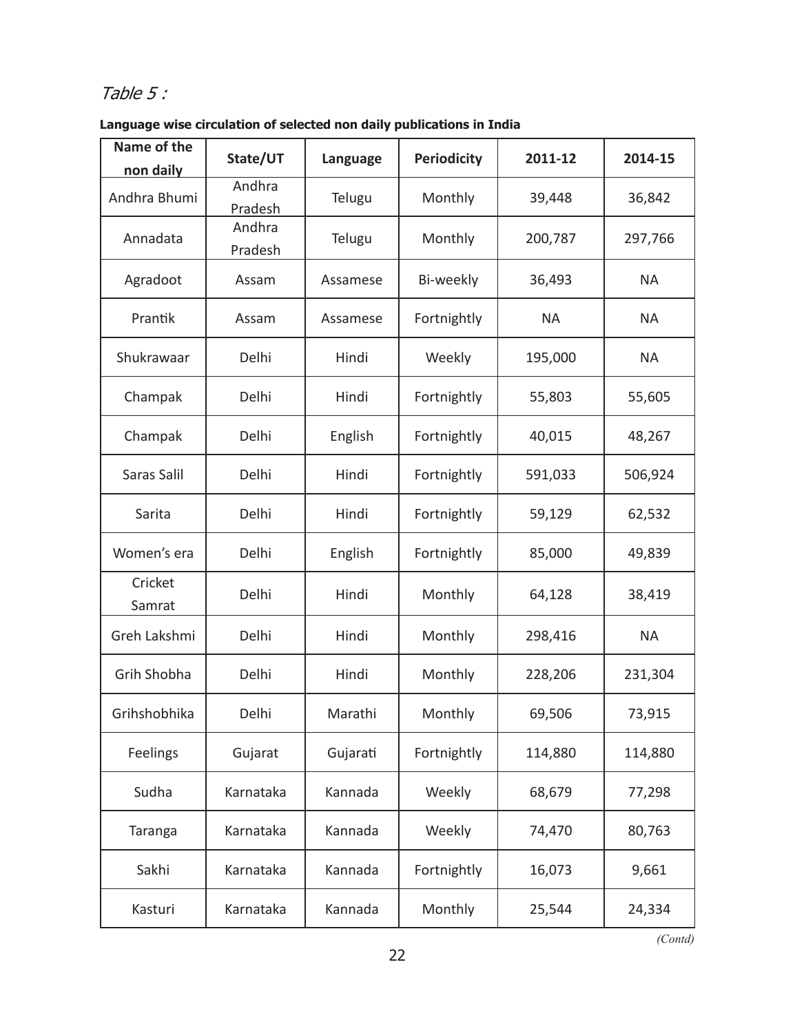*Table 5 :*

**Language wise circulation of selected non daily publications in India**

| Name of the non daily | State/UT | Language | Periodicity | 2011-12 | 2014-15 |
|---|---|---|---|---|---|
| Andhra Bhumi | Andhra Pradesh | Telugu | Monthly | 39,448 | 36,842 |
| Annadata | Andhra Pradesh | Telugu | Monthly | 200,787 | 297,766 |
| Agradoot | Assam | Assamese | Bi-weekly | 36,493 | NA |
| Prantik | Assam | Assamese | Fortnightly | NA | NA |
| Shukrawaar | Delhi | Hindi | Weekly | 195,000 | NA |
| Champak | Delhi | Hindi | Fortnightly | 55,803 | 55,605 |
| Champak | Delhi | English | Fortnightly | 40,015 | 48,267 |
| Saras Salil | Delhi | Hindi | Fortnightly | 591,033 | 506,924 |
| Sarita | Delhi | Hindi | Fortnightly | 59,129 | 62,532 |
| Women's era | Delhi | English | Fortnightly | 85,000 | 49,839 |
| Cricket Samrat | Delhi | Hindi | Monthly | 64,128 | 38,419 |
| Greh Lakshmi | Delhi | Hindi | Monthly | 298,416 | NA |
| Grih Shobha | Delhi | Hindi | Monthly | 228,206 | 231,304 |
| Grihshobhika | Delhi | Marathi | Monthly | 69,506 | 73,915 |
| Feelings | Gujarat | Gujarati | Fortnightly | 114,880 | 114,880 |
| Sudha | Karnataka | Kannada | Weekly | 68,679 | 77,298 |
| Taranga | Karnataka | Kannada | Weekly | 74,470 | 80,763 |
| Sakhi | Karnataka | Kannada | Fortnightly | 16,073 | 9,661 |
| Kasturi | Karnataka | Kannada | Monthly | 25,544 | 24,334 |

*(Contd)*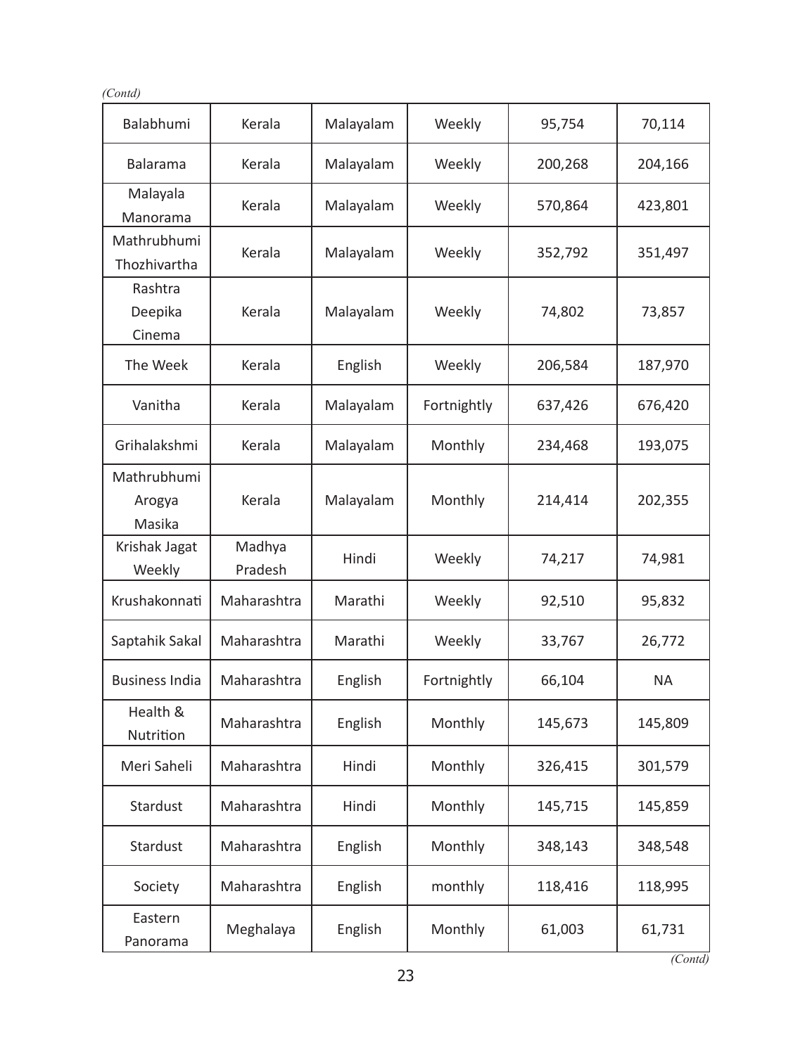*(Contd)*

| | | | | | |
|---|---|---|---|---|---|
| Balabhumi | Kerala | Malayalam | Weekly | 95,754 | 70,114 |
| Balarama | Kerala | Malayalam | Weekly | 200,268 | 204,166 |
| Malayala Manorama | Kerala | Malayalam | Weekly | 570,864 | 423,801 |
| Mathrubhumi Thozhivartha | Kerala | Malayalam | Weekly | 352,792 | 351,497 |
| Rashtra Deepika Cinema | Kerala | Malayalam | Weekly | 74,802 | 73,857 |
| The Week | Kerala | English | Weekly | 206,584 | 187,970 |
| Vanitha | Kerala | Malayalam | Fortnightly | 637,426 | 676,420 |
| Grihalakshmi | Kerala | Malayalam | Monthly | 234,468 | 193,075 |
| Mathrubhumi Arogya Masika | Kerala | Malayalam | Monthly | 214,414 | 202,355 |
| Krishak Jagat Weekly | Madhya Pradesh | Hindi | Weekly | 74,217 | 74,981 |
| Krushakonnati | Maharashtra | Marathi | Weekly | 92,510 | 95,832 |
| Saptahik Sakal | Maharashtra | Marathi | Weekly | 33,767 | 26,772 |
| Business India | Maharashtra | English | Fortnightly | 66,104 | NA |
| Health & Nutrition | Maharashtra | English | Monthly | 145,673 | 145,809 |
| Meri Saheli | Maharashtra | Hindi | Monthly | 326,415 | 301,579 |
| Stardust | Maharashtra | Hindi | Monthly | 145,715 | 145,859 |
| Stardust | Maharashtra | English | Monthly | 348,143 | 348,548 |
| Society | Maharashtra | English | monthly | 118,416 | 118,995 |
| Eastern Panorama | Meghalaya | English | Monthly | 61,003 | 61,731 |

*(Contd)*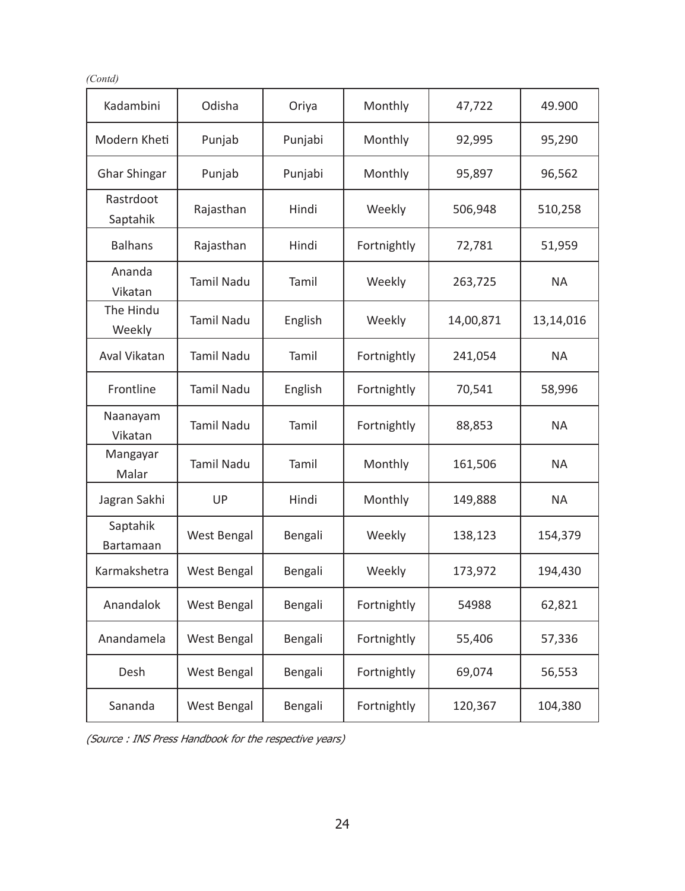*(Contd)*

| | | | | | |
|---|---|---|---|---|---|
| Kadambini | Odisha | Oriya | Monthly | 47,722 | 49.900 |
| Modern Kheti | Punjab | Punjabi | Monthly | 92,995 | 95,290 |
| Ghar Shingar | Punjab | Punjabi | Monthly | 95,897 | 96,562 |
| Rastrdoot Saptahik | Rajasthan | Hindi | Weekly | 506,948 | 510,258 |
| Balhans | Rajasthan | Hindi | Fortnightly | 72,781 | 51,959 |
| Ananda Vikatan | Tamil Nadu | Tamil | Weekly | 263,725 | NA |
| The Hindu Weekly | Tamil Nadu | English | Weekly | 14,00,871 | 13,14,016 |
| Aval Vikatan | Tamil Nadu | Tamil | Fortnightly | 241,054 | NA |
| Frontline | Tamil Nadu | English | Fortnightly | 70,541 | 58,996 |
| Naanayam Vikatan | Tamil Nadu | Tamil | Fortnightly | 88,853 | NA |
| Mangayar Malar | Tamil Nadu | Tamil | Monthly | 161,506 | NA |
| Jagran Sakhi | UP | Hindi | Monthly | 149,888 | NA |
| Saptahik Bartamaan | West Bengal | Bengali | Weekly | 138,123 | 154,379 |
| Karmakshetra | West Bengal | Bengali | Weekly | 173,972 | 194,430 |
| Anandalok | West Bengal | Bengali | Fortnightly | 54988 | 62,821 |
| Anandamela | West Bengal | Bengali | Fortnightly | 55,406 | 57,336 |
| Desh | West Bengal | Bengali | Fortnightly | 69,074 | 56,553 |
| Sananda | West Bengal | Bengali | Fortnightly | 120,367 | 104,380 |

*(Source : INS Press Handbook for the respective years)*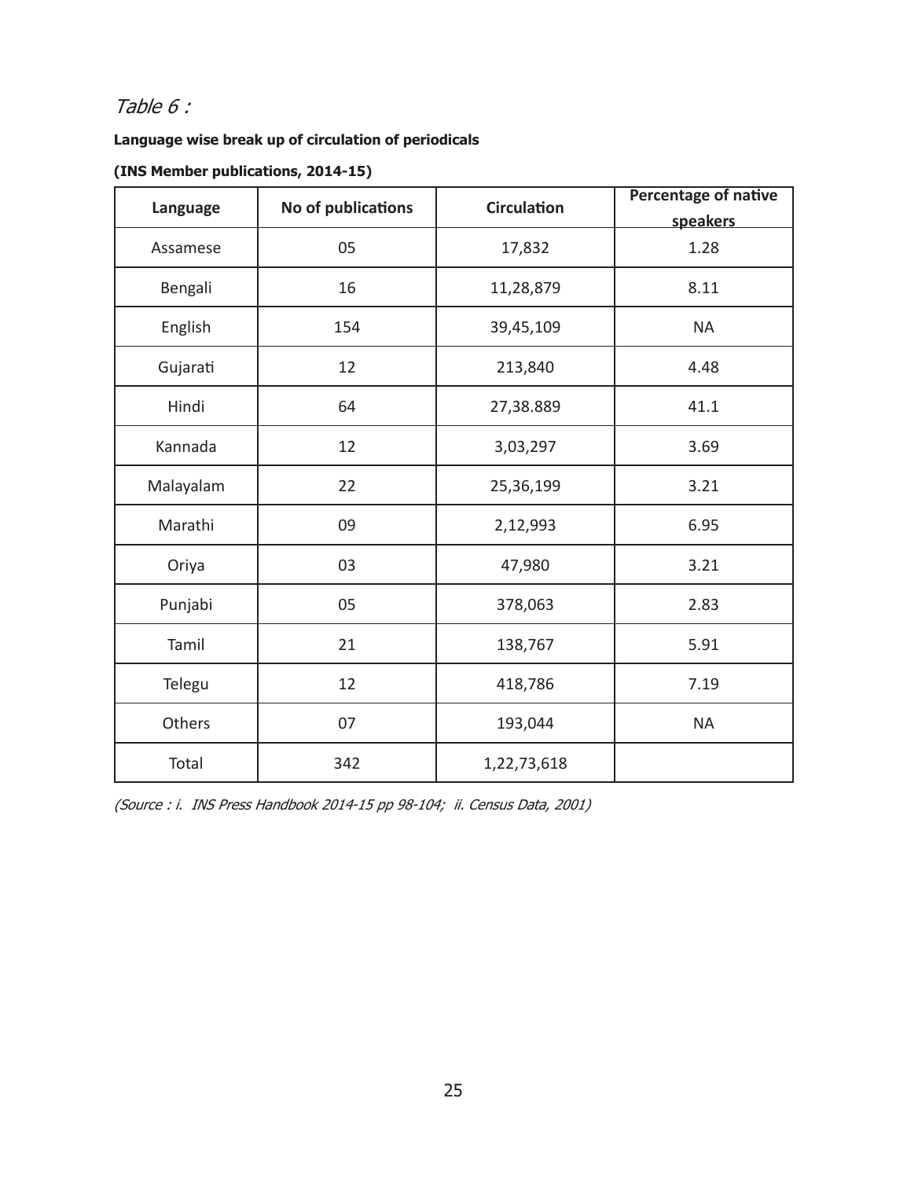*Table 6 :*

**Language wise break up of circulation of periodicals**

**(INS Member publications, 2014-15)**

| Language | No of publications | Circulation | Percentage of native speakers |
|---|---|---|---|
| Assamese | 05 | 17,832 | 1.28 |
| Bengali | 16 | 11,28,879 | 8.11 |
| English | 154 | 39,45,109 | NA |
| Gujarati | 12 | 213,840 | 4.48 |
| Hindi | 64 | 27,38.889 | 41.1 |
| Kannada | 12 | 3,03,297 | 3.69 |
| Malayalam | 22 | 25,36,199 | 3.21 |
| Marathi | 09 | 2,12,993 | 6.95 |
| Oriya | 03 | 47,980 | 3.21 |
| Punjabi | 05 | 378,063 | 2.83 |
| Tamil | 21 | 138,767 | 5.91 |
| Telegu | 12 | 418,786 | 7.19 |
| Others | 07 | 193,044 | NA |
| Total | 342 | 1,22,73,618 | |

*(Source : i. INS Press Handbook 2014-15 pp 98-104; ii. Census Data, 2001)*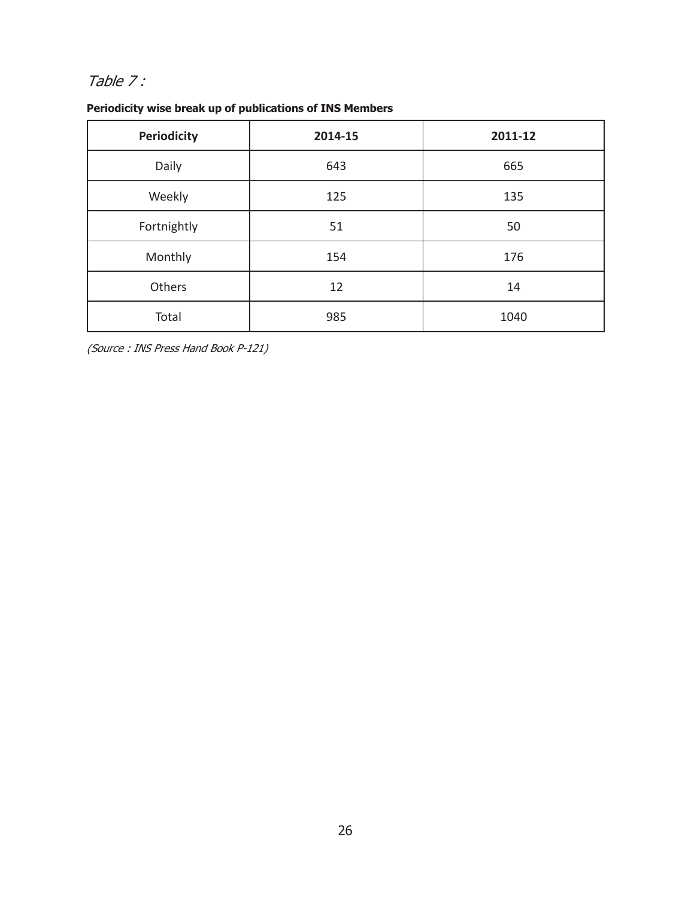*Table 7 :*

**Periodicity wise break up of publications of INS Members**

| Periodicity | 2014-15 | 2011-12 |
|---|---|---|
| Daily | 643 | 665 |
| Weekly | 125 | 135 |
| Fortnightly | 51 | 50 |
| Monthly | 154 | 176 |
| Others | 12 | 14 |
| Total | 985 | 1040 |

*(Source : INS Press Hand Book P-121)*